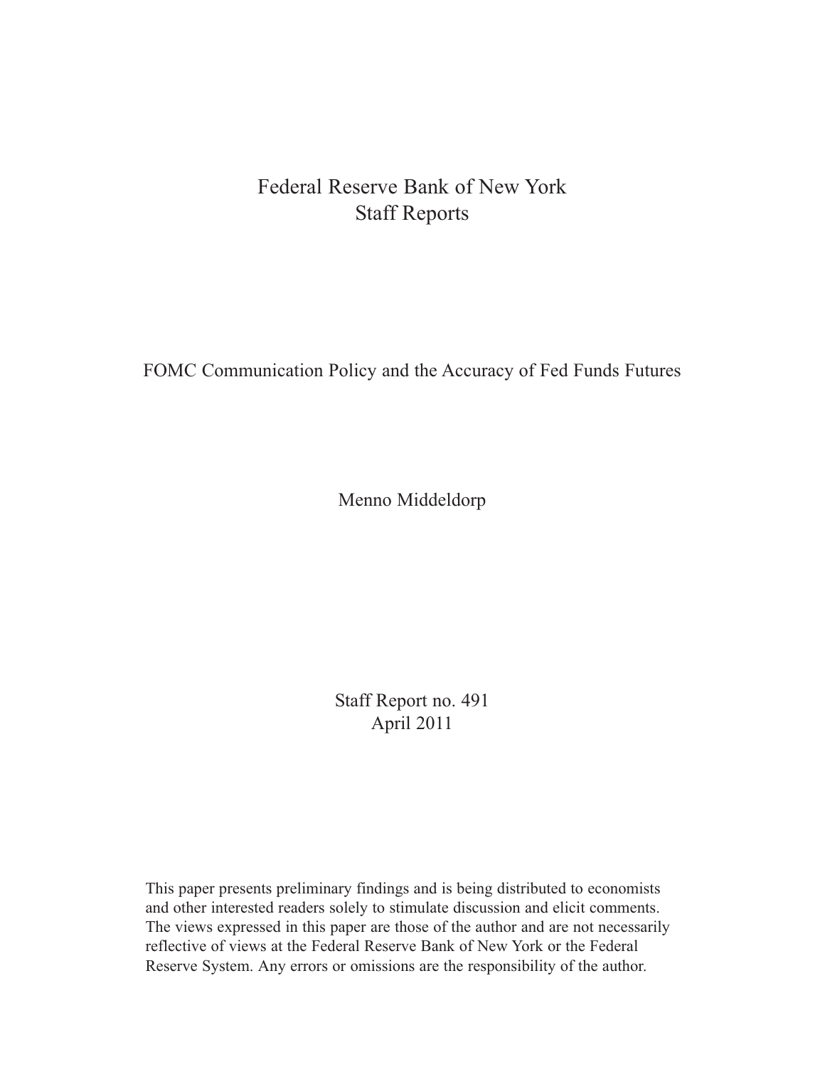Federal Reserve Bank of New York
Staff Reports

# FOMC Communication Policy and the Accuracy of Fed Funds Futures

Menno Middeldorp

Staff Report no. 491
April 2011

This paper presents preliminary findings and is being distributed to economists and other interested readers solely to stimulate discussion and elicit comments. The views expressed in this paper are those of the author and are not necessarily reflective of views at the Federal Reserve Bank of New York or the Federal Reserve System. Any errors or omissions are the responsibility of the author.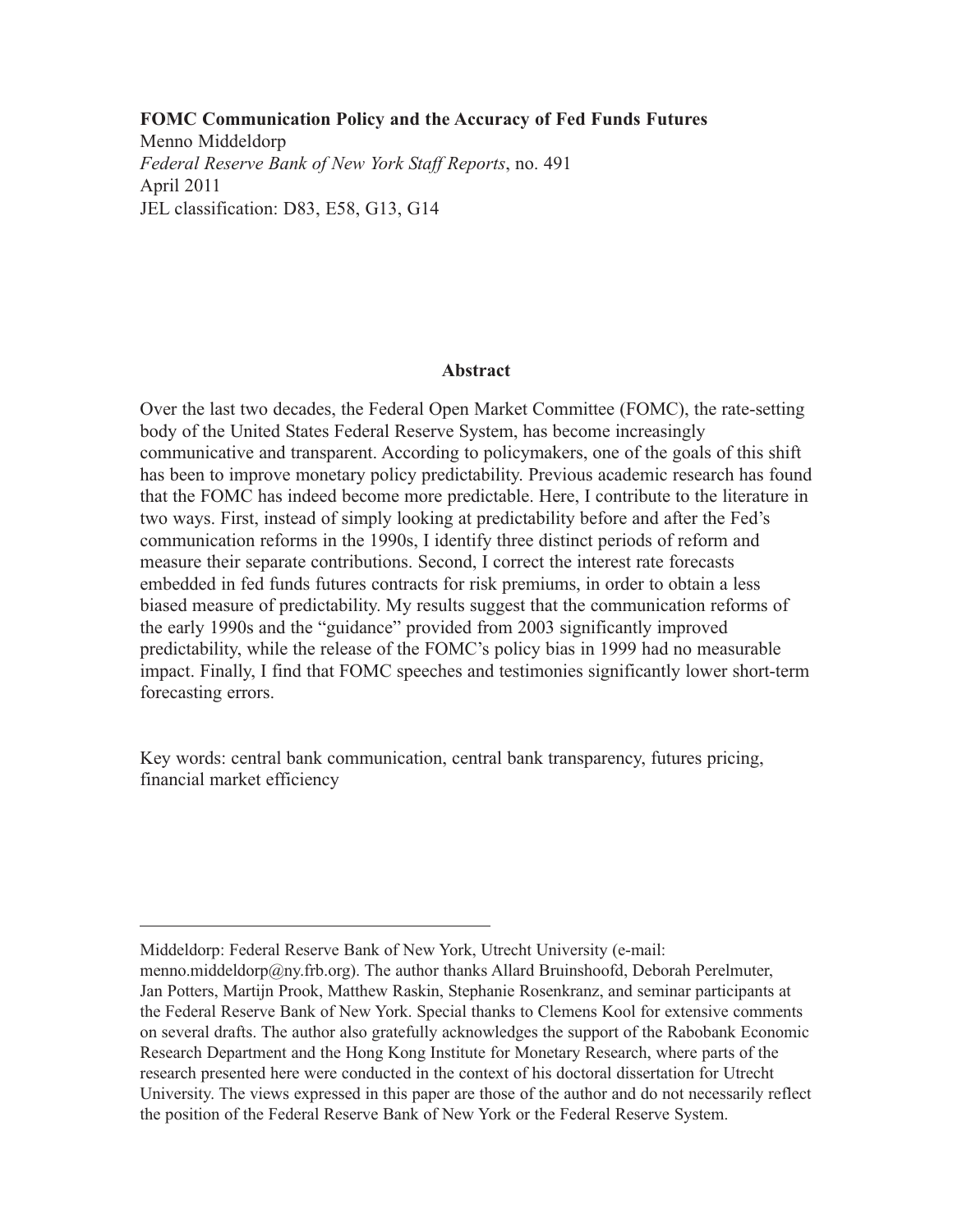**FOMC Communication Policy and the Accuracy of Fed Funds Futures**
Menno Middeldorp
*Federal Reserve Bank of New York Staff Reports*, no. 491
April 2011
JEL classification: D83, E58, G13, G14

## Abstract

Over the last two decades, the Federal Open Market Committee (FOMC), the rate-setting body of the United States Federal Reserve System, has become increasingly communicative and transparent. According to policymakers, one of the goals of this shift has been to improve monetary policy predictability. Previous academic research has found that the FOMC has indeed become more predictable. Here, I contribute to the literature in two ways. First, instead of simply looking at predictability before and after the Fed's communication reforms in the 1990s, I identify three distinct periods of reform and measure their separate contributions. Second, I correct the interest rate forecasts embedded in fed funds futures contracts for risk premiums, in order to obtain a less biased measure of predictability. My results suggest that the communication reforms of the early 1990s and the "guidance" provided from 2003 significantly improved predictability, while the release of the FOMC's policy bias in 1999 had no measurable impact. Finally, I find that FOMC speeches and testimonies significantly lower short-term forecasting errors.

Key words: central bank communication, central bank transparency, futures pricing, financial market efficiency

---

Middeldorp: Federal Reserve Bank of New York, Utrecht University (e-mail: menno.middeldorp@ny.frb.org). The author thanks Allard Bruinshoofd, Deborah Perelmuter, Jan Potters, Martijn Prook, Matthew Raskin, Stephanie Rosenkranz, and seminar participants at the Federal Reserve Bank of New York. Special thanks to Clemens Kool for extensive comments on several drafts. The author also gratefully acknowledges the support of the Rabobank Economic Research Department and the Hong Kong Institute for Monetary Research, where parts of the research presented here were conducted in the context of his doctoral dissertation for Utrecht University. The views expressed in this paper are those of the author and do not necessarily reflect the position of the Federal Reserve Bank of New York or the Federal Reserve System.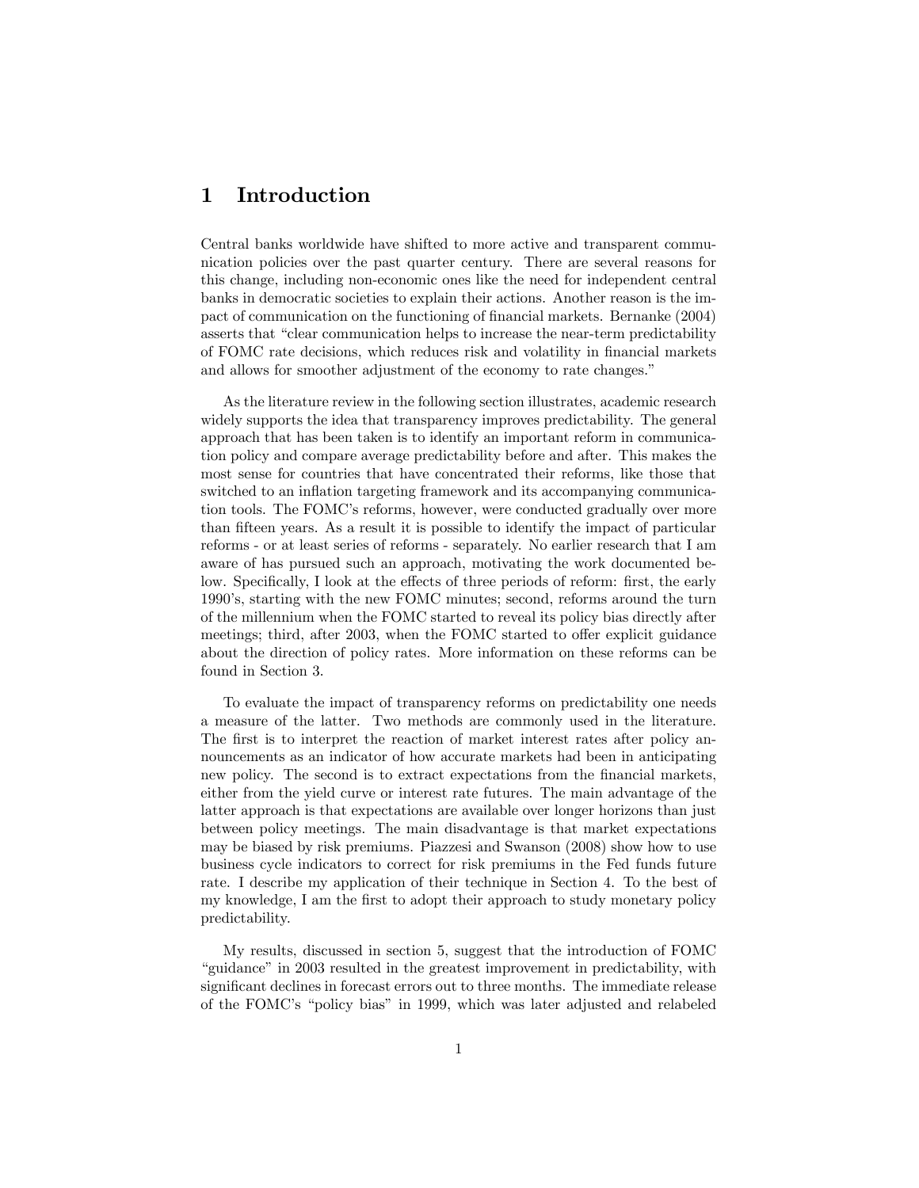# 1 Introduction

Central banks worldwide have shifted to more active and transparent communication policies over the past quarter century. There are several reasons for this change, including non-economic ones like the need for independent central banks in democratic societies to explain their actions. Another reason is the impact of communication on the functioning of financial markets. Bernanke (2004) asserts that "clear communication helps to increase the near-term predictability of FOMC rate decisions, which reduces risk and volatility in financial markets and allows for smoother adjustment of the economy to rate changes."

As the literature review in the following section illustrates, academic research widely supports the idea that transparency improves predictability. The general approach that has been taken is to identify an important reform in communication policy and compare average predictability before and after. This makes the most sense for countries that have concentrated their reforms, like those that switched to an inflation targeting framework and its accompanying communication tools. The FOMC's reforms, however, were conducted gradually over more than fifteen years. As a result it is possible to identify the impact of particular reforms - or at least series of reforms - separately. No earlier research that I am aware of has pursued such an approach, motivating the work documented below. Specifically, I look at the effects of three periods of reform: first, the early 1990's, starting with the new FOMC minutes; second, reforms around the turn of the millennium when the FOMC started to reveal its policy bias directly after meetings; third, after 2003, when the FOMC started to offer explicit guidance about the direction of policy rates. More information on these reforms can be found in Section 3.

To evaluate the impact of transparency reforms on predictability one needs a measure of the latter. Two methods are commonly used in the literature. The first is to interpret the reaction of market interest rates after policy announcements as an indicator of how accurate markets had been in anticipating new policy. The second is to extract expectations from the financial markets, either from the yield curve or interest rate futures. The main advantage of the latter approach is that expectations are available over longer horizons than just between policy meetings. The main disadvantage is that market expectations may be biased by risk premiums. Piazzesi and Swanson (2008) show how to use business cycle indicators to correct for risk premiums in the Fed funds future rate. I describe my application of their technique in Section 4. To the best of my knowledge, I am the first to adopt their approach to study monetary policy predictability.

My results, discussed in section 5, suggest that the introduction of FOMC "guidance" in 2003 resulted in the greatest improvement in predictability, with significant declines in forecast errors out to three months. The immediate release of the FOMC's "policy bias" in 1999, which was later adjusted and relabeled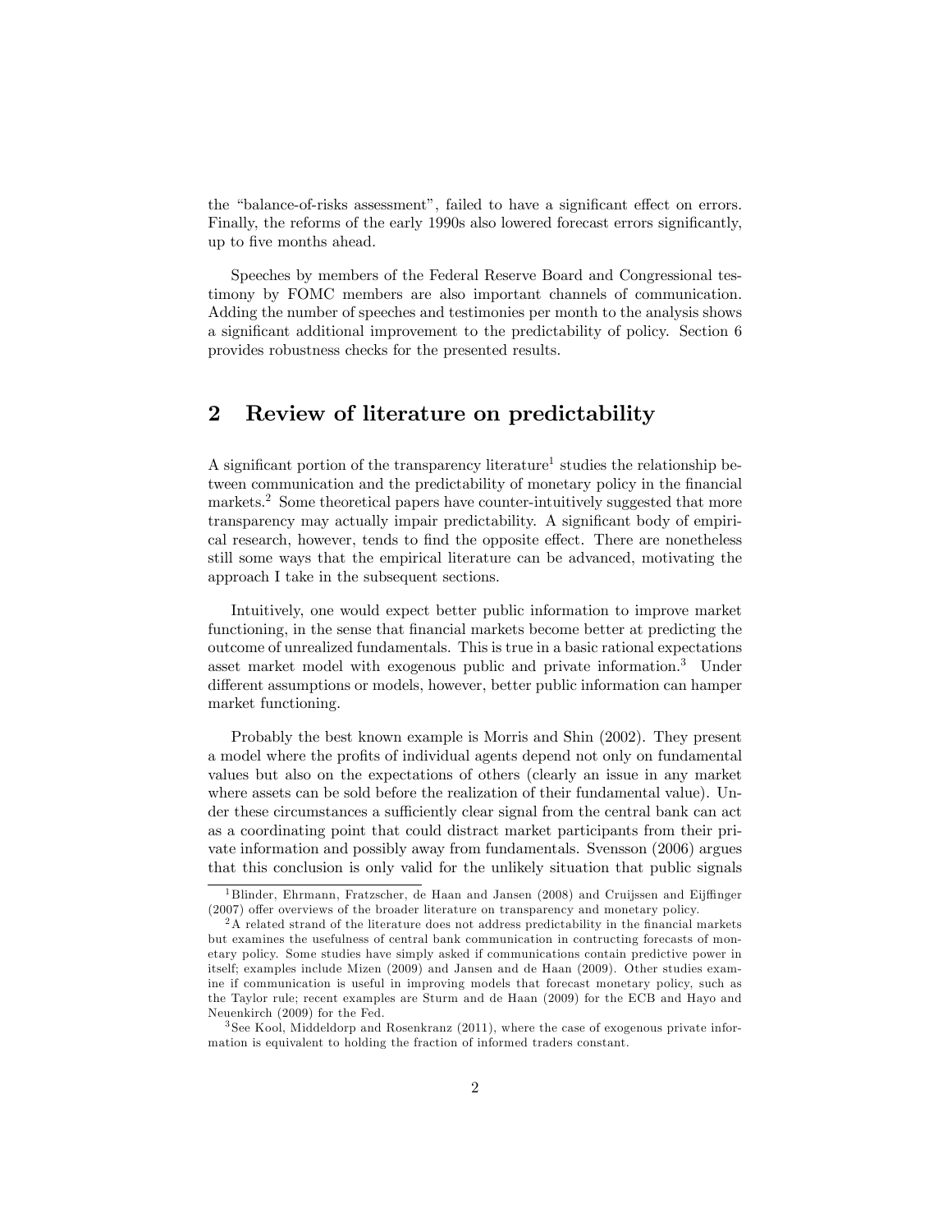the "balance-of-risks assessment", failed to have a significant effect on errors. Finally, the reforms of the early 1990s also lowered forecast errors significantly, up to five months ahead.

Speeches by members of the Federal Reserve Board and Congressional testimony by FOMC members are also important channels of communication. Adding the number of speeches and testimonies per month to the analysis shows a significant additional improvement to the predictability of policy. Section 6 provides robustness checks for the presented results.

## 2 Review of literature on predictability

A significant portion of the transparency literature[1] studies the relationship between communication and the predictability of monetary policy in the financial markets.[2] Some theoretical papers have counter-intuitively suggested that more transparency may actually impair predictability. A significant body of empirical research, however, tends to find the opposite effect. There are nonetheless still some ways that the empirical literature can be advanced, motivating the approach I take in the subsequent sections.

Intuitively, one would expect better public information to improve market functioning, in the sense that financial markets become better at predicting the outcome of unrealized fundamentals. This is true in a basic rational expectations asset market model with exogenous public and private information.[3] Under different assumptions or models, however, better public information can hamper market functioning.

Probably the best known example is Morris and Shin (2002). They present a model where the profits of individual agents depend not only on fundamental values but also on the expectations of others (clearly an issue in any market where assets can be sold before the realization of their fundamental value). Under these circumstances a sufficiently clear signal from the central bank can act as a coordinating point that could distract market participants from their private information and possibly away from fundamentals. Svensson (2006) argues that this conclusion is only valid for the unlikely situation that public signals

---

[1] Blinder, Ehrmann, Fratzscher, de Haan and Jansen (2008) and Cruijssen and Eijffinger (2007) offer overviews of the broader literature on transparency and monetary policy.

[2] A related strand of the literature does not address predictability in the financial markets but examines the usefulness of central bank communication in contructing forecasts of monetary policy. Some studies have simply asked if communications contain predictive power in itself; examples include Mizen (2009) and Jansen and de Haan (2009). Other studies examine if communication is useful in improving models that forecast monetary policy, such as the Taylor rule; recent examples are Sturm and de Haan (2009) for the ECB and Hayo and Neuenkirch (2009) for the Fed.

[3] See Kool, Middeldorp and Rosenkranz (2011), where the case of exogenous private information is equivalent to holding the fraction of informed traders constant.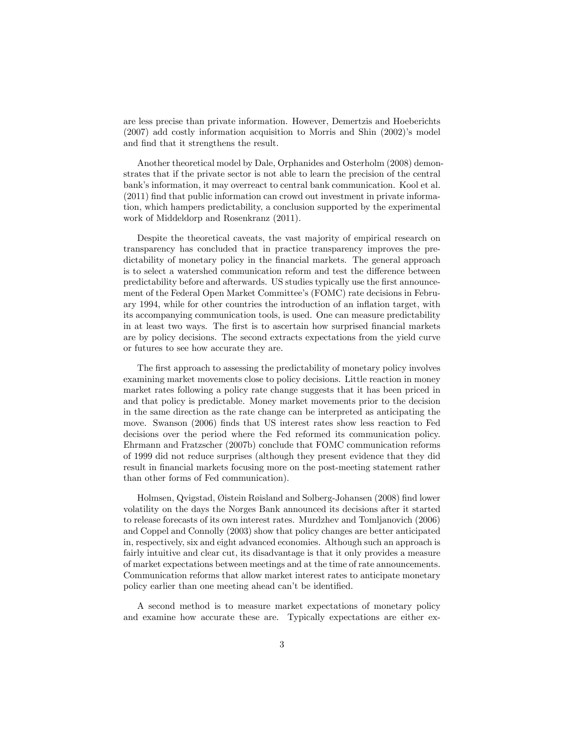are less precise than private information. However, Demertzis and Hoeberichts (2007) add costly information acquisition to Morris and Shin (2002)'s model and find that it strengthens the result.

Another theoretical model by Dale, Orphanides and Osterholm (2008) demonstrates that if the private sector is not able to learn the precision of the central bank's information, it may overreact to central bank communication. Kool et al. (2011) find that public information can crowd out investment in private information, which hampers predictability, a conclusion supported by the experimental work of Middeldorp and Rosenkranz (2011).

Despite the theoretical caveats, the vast majority of empirical research on transparency has concluded that in practice transparency improves the predictability of monetary policy in the financial markets. The general approach is to select a watershed communication reform and test the difference between predictability before and afterwards. US studies typically use the first announcement of the Federal Open Market Committee's (FOMC) rate decisions in February 1994, while for other countries the introduction of an inflation target, with its accompanying communication tools, is used. One can measure predictability in at least two ways. The first is to ascertain how surprised financial markets are by policy decisions. The second extracts expectations from the yield curve or futures to see how accurate they are.

The first approach to assessing the predictability of monetary policy involves examining market movements close to policy decisions. Little reaction in money market rates following a policy rate change suggests that it has been priced in and that policy is predictable. Money market movements prior to the decision in the same direction as the rate change can be interpreted as anticipating the move. Swanson (2006) finds that US interest rates show less reaction to Fed decisions over the period where the Fed reformed its communication policy. Ehrmann and Fratzscher (2007b) conclude that FOMC communication reforms of 1999 did not reduce surprises (although they present evidence that they did result in financial markets focusing more on the post-meeting statement rather than other forms of Fed communication).

Holmsen, Qvigstad, Øistein Røisland and Solberg-Johansen (2008) find lower volatility on the days the Norges Bank announced its decisions after it started to release forecasts of its own interest rates. Murdzhev and Tomljanovich (2006) and Coppel and Connolly (2003) show that policy changes are better anticipated in, respectively, six and eight advanced economies. Although such an approach is fairly intuitive and clear cut, its disadvantage is that it only provides a measure of market expectations between meetings and at the time of rate announcements. Communication reforms that allow market interest rates to anticipate monetary policy earlier than one meeting ahead can't be identified.

A second method is to measure market expectations of monetary policy and examine how accurate these are. Typically expectations are either ex-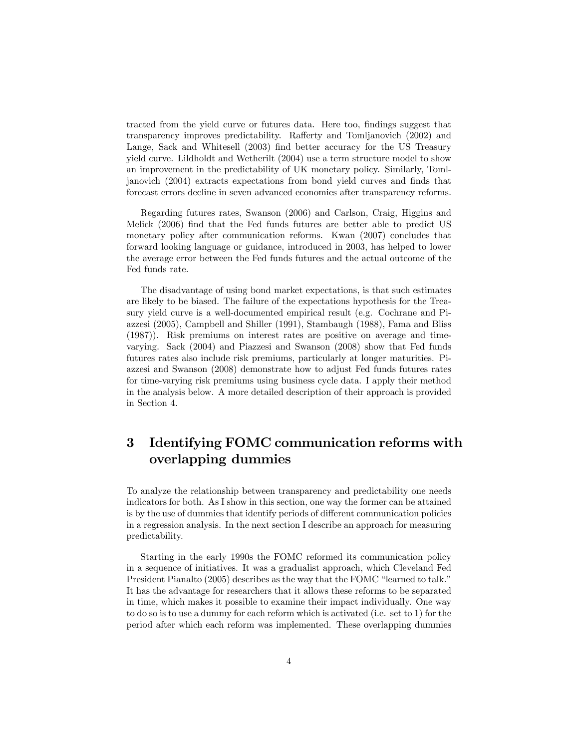tracted from the yield curve or futures data. Here too, findings suggest that transparency improves predictability. Rafferty and Tomljanovich (2002) and Lange, Sack and Whitesell (2003) find better accuracy for the US Treasury yield curve. Lildholdt and Wetherilt (2004) use a term structure model to show an improvement in the predictability of UK monetary policy. Similarly, Tomljanovich (2004) extracts expectations from bond yield curves and finds that forecast errors decline in seven advanced economies after transparency reforms.

Regarding futures rates, Swanson (2006) and Carlson, Craig, Higgins and Melick (2006) find that the Fed funds futures are better able to predict US monetary policy after communication reforms. Kwan (2007) concludes that forward looking language or guidance, introduced in 2003, has helped to lower the average error between the Fed funds futures and the actual outcome of the Fed funds rate.

The disadvantage of using bond market expectations, is that such estimates are likely to be biased. The failure of the expectations hypothesis for the Treasury yield curve is a well-documented empirical result (e.g. Cochrane and Piazzesi (2005), Campbell and Shiller (1991), Stambaugh (1988), Fama and Bliss (1987)). Risk premiums on interest rates are positive on average and time-varying. Sack (2004) and Piazzesi and Swanson (2008) show that Fed funds futures rates also include risk premiums, particularly at longer maturities. Piazzesi and Swanson (2008) demonstrate how to adjust Fed funds futures rates for time-varying risk premiums using business cycle data. I apply their method in the analysis below. A more detailed description of their approach is provided in Section 4.

# 3 Identifying FOMC communication reforms with overlapping dummies

To analyze the relationship between transparency and predictability one needs indicators for both. As I show in this section, one way the former can be attained is by the use of dummies that identify periods of different communication policies in a regression analysis. In the next section I describe an approach for measuring predictability.

Starting in the early 1990s the FOMC reformed its communication policy in a sequence of initiatives. It was a gradualist approach, which Cleveland Fed President Pianalto (2005) describes as the way that the FOMC "learned to talk." It has the advantage for researchers that it allows these reforms to be separated in time, which makes it possible to examine their impact individually. One way to do so is to use a dummy for each reform which is activated (i.e. set to 1) for the period after which each reform was implemented. These overlapping dummies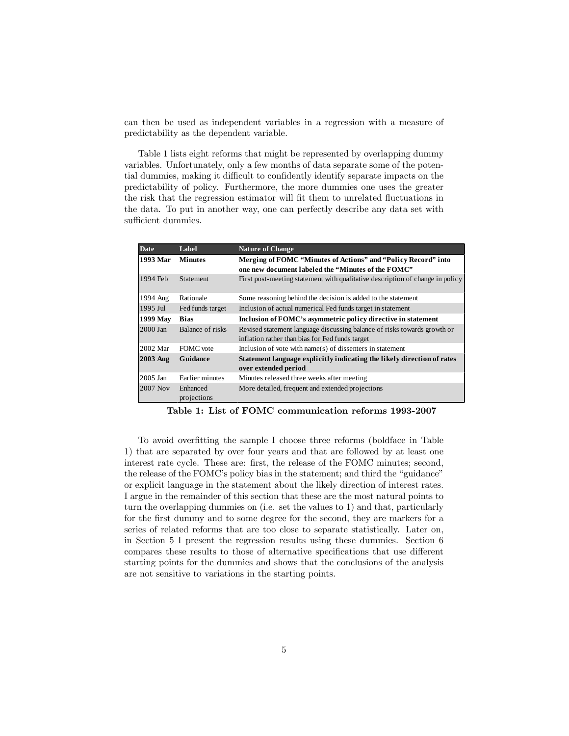can then be used as independent variables in a regression with a measure of predictability as the dependent variable.

Table 1 lists eight reforms that might be represented by overlapping dummy variables. Unfortunately, only a few months of data separate some of the potential dummies, making it difficult to confidently identify separate impacts on the predictability of policy. Furthermore, the more dummies one uses the greater the risk that the regression estimator will fit them to unrelated fluctuations in the data. To put in another way, one can perfectly describe any data set with sufficient dummies.

| Date | Label | Nature of Change |
|---|---|---|
| **1993 Mar** | **Minutes** | **Merging of FOMC "Minutes of Actions" and "Policy Record" into one new document labeled the "Minutes of the FOMC"** |
| 1994 Feb | Statement | First post-meeting statement with qualitative description of change in policy |
| 1994 Aug | Rationale | Some reasoning behind the decision is added to the statement |
| 1995 Jul | Fed funds target | Inclusion of actual numerical Fed funds target in statement |
| **1999 May** | **Bias** | **Inclusion of FOMC's asymmetric policy directive in statement** |
| 2000 Jan | Balance of risks | Revised statement language discussing balance of risks towards growth or inflation rather than bias for Fed funds target |
| 2002 Mar | FOMC vote | Inclusion of vote with name(s) of dissenters in statement |
| **2003 Aug** | **Guidance** | **Statement language explicitly indicating the likely direction of rates over extended period** |
| 2005 Jan | Earlier minutes | Minutes released three weeks after meeting |
| 2007 Nov | Enhanced projections | More detailed, frequent and extended projections |

**Table 1: List of FOMC communication reforms 1993-2007**

To avoid overfitting the sample I choose three reforms (boldface in Table 1) that are separated by over four years and that are followed by at least one interest rate cycle. These are: first, the release of the FOMC minutes; second, the release of the FOMC's policy bias in the statement; and third the "guidance" or explicit language in the statement about the likely direction of interest rates. I argue in the remainder of this section that these are the most natural points to turn the overlapping dummies on (i.e. set the values to 1) and that, particularly for the first dummy and to some degree for the second, they are markers for a series of related reforms that are too close to separate statistically. Later on, in Section 5 I present the regression results using these dummies. Section 6 compares these results to those of alternative specifications that use different starting points for the dummies and shows that the conclusions of the analysis are not sensitive to variations in the starting points.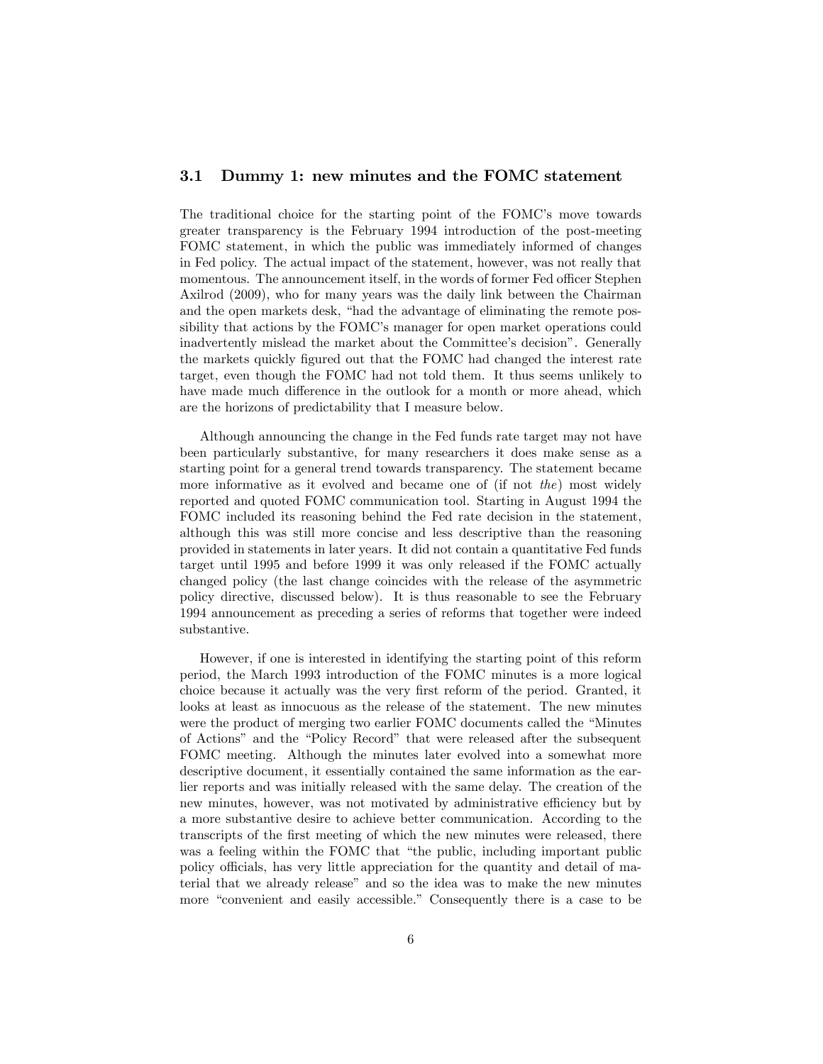### 3.1 Dummy 1: new minutes and the FOMC statement

The traditional choice for the starting point of the FOMC's move towards greater transparency is the February 1994 introduction of the post-meeting FOMC statement, in which the public was immediately informed of changes in Fed policy. The actual impact of the statement, however, was not really that momentous. The announcement itself, in the words of former Fed officer Stephen Axilrod (2009), who for many years was the daily link between the Chairman and the open markets desk, "had the advantage of eliminating the remote possibility that actions by the FOMC's manager for open market operations could inadvertently mislead the market about the Committee's decision". Generally the markets quickly figured out that the FOMC had changed the interest rate target, even though the FOMC had not told them. It thus seems unlikely to have made much difference in the outlook for a month or more ahead, which are the horizons of predictability that I measure below.

Although announcing the change in the Fed funds rate target may not have been particularly substantive, for many researchers it does make sense as a starting point for a general trend towards transparency. The statement became more informative as it evolved and became one of (if not *the*) most widely reported and quoted FOMC communication tool. Starting in August 1994 the FOMC included its reasoning behind the Fed rate decision in the statement, although this was still more concise and less descriptive than the reasoning provided in statements in later years. It did not contain a quantitative Fed funds target until 1995 and before 1999 it was only released if the FOMC actually changed policy (the last change coincides with the release of the asymmetric policy directive, discussed below). It is thus reasonable to see the February 1994 announcement as preceding a series of reforms that together were indeed substantive.

However, if one is interested in identifying the starting point of this reform period, the March 1993 introduction of the FOMC minutes is a more logical choice because it actually was the very first reform of the period. Granted, it looks at least as innocuous as the release of the statement. The new minutes were the product of merging two earlier FOMC documents called the "Minutes of Actions" and the "Policy Record" that were released after the subsequent FOMC meeting. Although the minutes later evolved into a somewhat more descriptive document, it essentially contained the same information as the earlier reports and was initially released with the same delay. The creation of the new minutes, however, was not motivated by administrative efficiency but by a more substantive desire to achieve better communication. According to the transcripts of the first meeting of which the new minutes were released, there was a feeling within the FOMC that "the public, including important public policy officials, has very little appreciation for the quantity and detail of material that we already release" and so the idea was to make the new minutes more "convenient and easily accessible." Consequently there is a case to be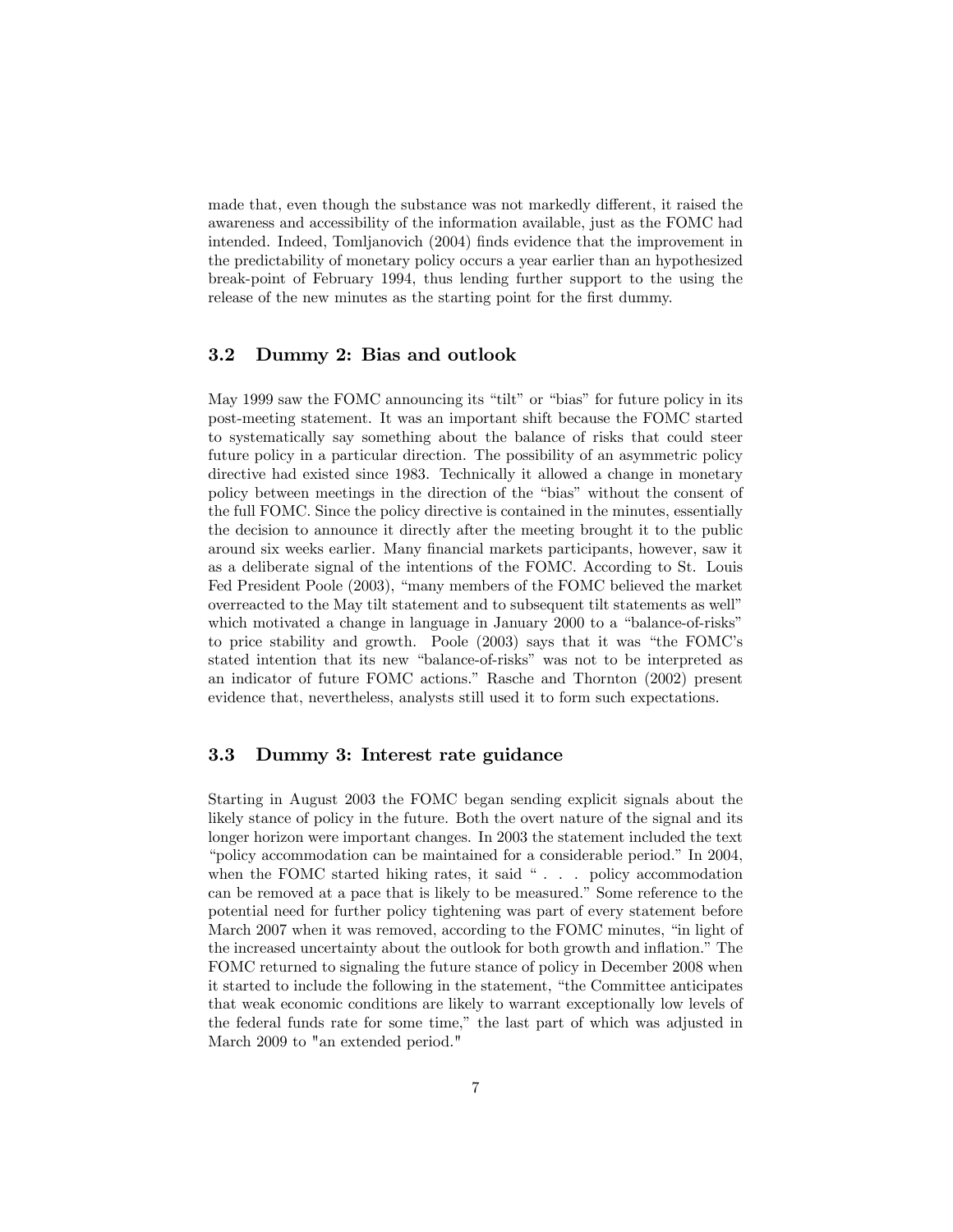made that, even though the substance was not markedly different, it raised the awareness and accessibility of the information available, just as the FOMC had intended. Indeed, Tomljanovich (2004) finds evidence that the improvement in the predictability of monetary policy occurs a year earlier than an hypothesized break-point of February 1994, thus lending further support to the using the release of the new minutes as the starting point for the first dummy.

### 3.2 Dummy 2: Bias and outlook

May 1999 saw the FOMC announcing its "tilt" or "bias" for future policy in its post-meeting statement. It was an important shift because the FOMC started to systematically say something about the balance of risks that could steer future policy in a particular direction. The possibility of an asymmetric policy directive had existed since 1983. Technically it allowed a change in monetary policy between meetings in the direction of the "bias" without the consent of the full FOMC. Since the policy directive is contained in the minutes, essentially the decision to announce it directly after the meeting brought it to the public around six weeks earlier. Many financial markets participants, however, saw it as a deliberate signal of the intentions of the FOMC. According to St. Louis Fed President Poole (2003), "many members of the FOMC believed the market overreacted to the May tilt statement and to subsequent tilt statements as well" which motivated a change in language in January 2000 to a "balance-of-risks" to price stability and growth. Poole (2003) says that it was "the FOMC's stated intention that its new "balance-of-risks" was not to be interpreted as an indicator of future FOMC actions." Rasche and Thornton (2002) present evidence that, nevertheless, analysts still used it to form such expectations.

### 3.3 Dummy 3: Interest rate guidance

Starting in August 2003 the FOMC began sending explicit signals about the likely stance of policy in the future. Both the overt nature of the signal and its longer horizon were important changes. In 2003 the statement included the text "policy accommodation can be maintained for a considerable period." In 2004, when the FOMC started hiking rates, it said " . . . policy accommodation can be removed at a pace that is likely to be measured." Some reference to the potential need for further policy tightening was part of every statement before March 2007 when it was removed, according to the FOMC minutes, "in light of the increased uncertainty about the outlook for both growth and inflation." The FOMC returned to signaling the future stance of policy in December 2008 when it started to include the following in the statement, "the Committee anticipates that weak economic conditions are likely to warrant exceptionally low levels of the federal funds rate for some time," the last part of which was adjusted in March 2009 to "an extended period."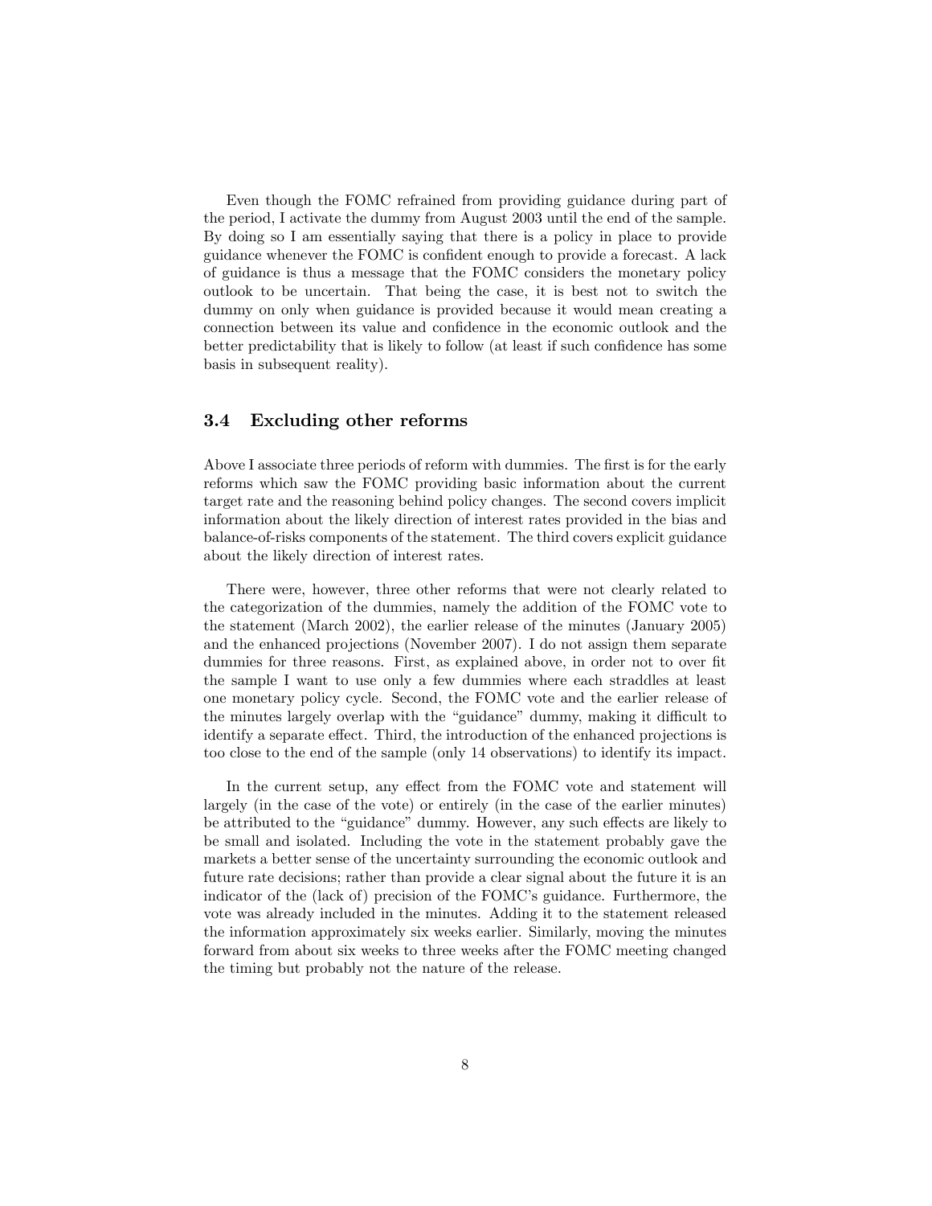Even though the FOMC refrained from providing guidance during part of the period, I activate the dummy from August 2003 until the end of the sample. By doing so I am essentially saying that there is a policy in place to provide guidance whenever the FOMC is confident enough to provide a forecast. A lack of guidance is thus a message that the FOMC considers the monetary policy outlook to be uncertain. That being the case, it is best not to switch the dummy on only when guidance is provided because it would mean creating a connection between its value and confidence in the economic outlook and the better predictability that is likely to follow (at least if such confidence has some basis in subsequent reality).

### 3.4 Excluding other reforms

Above I associate three periods of reform with dummies. The first is for the early reforms which saw the FOMC providing basic information about the current target rate and the reasoning behind policy changes. The second covers implicit information about the likely direction of interest rates provided in the bias and balance-of-risks components of the statement. The third covers explicit guidance about the likely direction of interest rates.

There were, however, three other reforms that were not clearly related to the categorization of the dummies, namely the addition of the FOMC vote to the statement (March 2002), the earlier release of the minutes (January 2005) and the enhanced projections (November 2007). I do not assign them separate dummies for three reasons. First, as explained above, in order not to over fit the sample I want to use only a few dummies where each straddles at least one monetary policy cycle. Second, the FOMC vote and the earlier release of the minutes largely overlap with the "guidance" dummy, making it difficult to identify a separate effect. Third, the introduction of the enhanced projections is too close to the end of the sample (only 14 observations) to identify its impact.

In the current setup, any effect from the FOMC vote and statement will largely (in the case of the vote) or entirely (in the case of the earlier minutes) be attributed to the "guidance" dummy. However, any such effects are likely to be small and isolated. Including the vote in the statement probably gave the markets a better sense of the uncertainty surrounding the economic outlook and future rate decisions; rather than provide a clear signal about the future it is an indicator of the (lack of) precision of the FOMC's guidance. Furthermore, the vote was already included in the minutes. Adding it to the statement released the information approximately six weeks earlier. Similarly, moving the minutes forward from about six weeks to three weeks after the FOMC meeting changed the timing but probably not the nature of the release.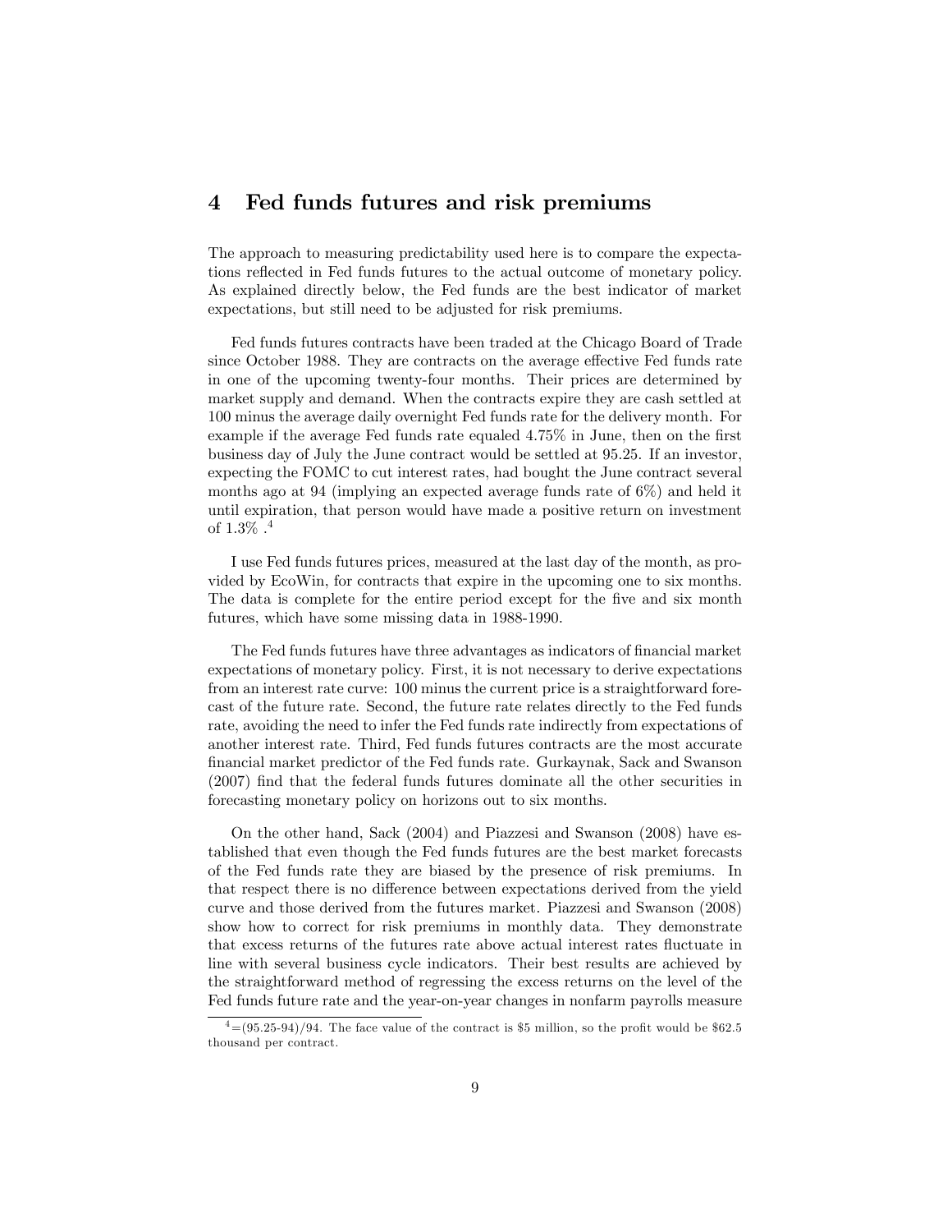## 4 Fed funds futures and risk premiums

The approach to measuring predictability used here is to compare the expectations reflected in Fed funds futures to the actual outcome of monetary policy. As explained directly below, the Fed funds are the best indicator of market expectations, but still need to be adjusted for risk premiums.

Fed funds futures contracts have been traded at the Chicago Board of Trade since October 1988. They are contracts on the average effective Fed funds rate in one of the upcoming twenty-four months. Their prices are determined by market supply and demand. When the contracts expire they are cash settled at 100 minus the average daily overnight Fed funds rate for the delivery month. For example if the average Fed funds rate equaled 4.75% in June, then on the first business day of July the June contract would be settled at 95.25. If an investor, expecting the FOMC to cut interest rates, had bought the June contract several months ago at 94 (implying an expected average funds rate of 6%) and held it until expiration, that person would have made a positive return on investment of 1.3% .[4]

I use Fed funds futures prices, measured at the last day of the month, as provided by EcoWin, for contracts that expire in the upcoming one to six months. The data is complete for the entire period except for the five and six month futures, which have some missing data in 1988-1990.

The Fed funds futures have three advantages as indicators of financial market expectations of monetary policy. First, it is not necessary to derive expectations from an interest rate curve: 100 minus the current price is a straightforward forecast of the future rate. Second, the future rate relates directly to the Fed funds rate, avoiding the need to infer the Fed funds rate indirectly from expectations of another interest rate. Third, Fed funds futures contracts are the most accurate financial market predictor of the Fed funds rate. Gurkaynak, Sack and Swanson (2007) find that the federal funds futures dominate all the other securities in forecasting monetary policy on horizons out to six months.

On the other hand, Sack (2004) and Piazzesi and Swanson (2008) have established that even though the Fed funds futures are the best market forecasts of the Fed funds rate they are biased by the presence of risk premiums. In that respect there is no difference between expectations derived from the yield curve and those derived from the futures market. Piazzesi and Swanson (2008) show how to correct for risk premiums in monthly data. They demonstrate that excess returns of the futures rate above actual interest rates fluctuate in line with several business cycle indicators. Their best results are achieved by the straightforward method of regressing the excess returns on the level of the Fed funds future rate and the year-on-year changes in nonfarm payrolls measure

[4] =(95.25-94)/94. The face value of the contract is $5 million, so the profit would be $62.5 thousand per contract.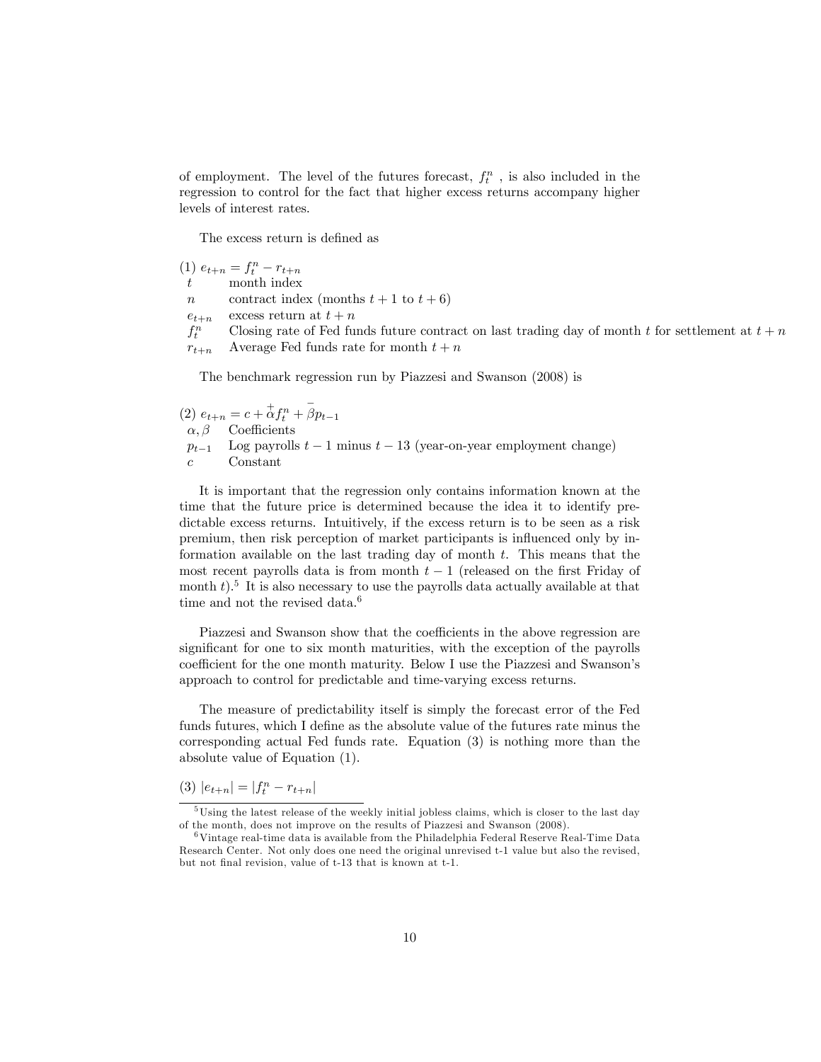of employment. The level of the futures forecast, $f_t^n$ , is also included in the regression to control for the fact that higher excess returns accompany higher levels of interest rates.

The excess return is defined as

(1) $e_{t+n} = f_t^n - r_{t+n}$

| | |
|---|---|
| $t$ | month index |
| $n$ | contract index (months $t+1$ to $t+6$) |
| $e_{t+n}$ | excess return at $t+n$ |
| $f_t^n$ | Closing rate of Fed funds future contract on last trading day of month $t$ for settlement at $t+n$ |
| $r_{t+n}$ | Average Fed funds rate for month $t+n$ |

The benchmark regression run by Piazzesi and Swanson (2008) is

(2) $e_{t+n} = c + \overset{+}{\alpha} f_t^n + \overset{-}{\beta} p_{t-1}$

| | |
|---|---|
| $\alpha, \beta$ | Coefficients |
| $p_{t-1}$ | Log payrolls $t-1$ minus $t-13$ (year-on-year employment change) |
| $c$ | Constant |

It is important that the regression only contains information known at the time that the future price is determined because the idea it to identify predictable excess returns. Intuitively, if the excess return is to be seen as a risk premium, then risk perception of market participants is influenced only by information available on the last trading day of month $t$. This means that the most recent payrolls data is from month $t-1$ (released on the first Friday of month $t$).[5] It is also necessary to use the payrolls data actually available at that time and not the revised data.[6]

Piazzesi and Swanson show that the coefficients in the above regression are significant for one to six month maturities, with the exception of the payrolls coefficient for the one month maturity. Below I use the Piazzesi and Swanson's approach to control for predictable and time-varying excess returns.

The measure of predictability itself is simply the forecast error of the Fed funds futures, which I define as the absolute value of the futures rate minus the corresponding actual Fed funds rate. Equation (3) is nothing more than the absolute value of Equation (1).

(3) $|e_{t+n}| = |f_t^n - r_{t+n}|$

[5] Using the latest release of the weekly initial jobless claims, which is closer to the last day of the month, does not improve on the results of Piazzesi and Swanson (2008).

[6] Vintage real-time data is available from the Philadelphia Federal Reserve Real-Time Data Research Center. Not only does one need the original unrevised t-1 value but also the revised, but not final revision, value of t-13 that is known at t-1.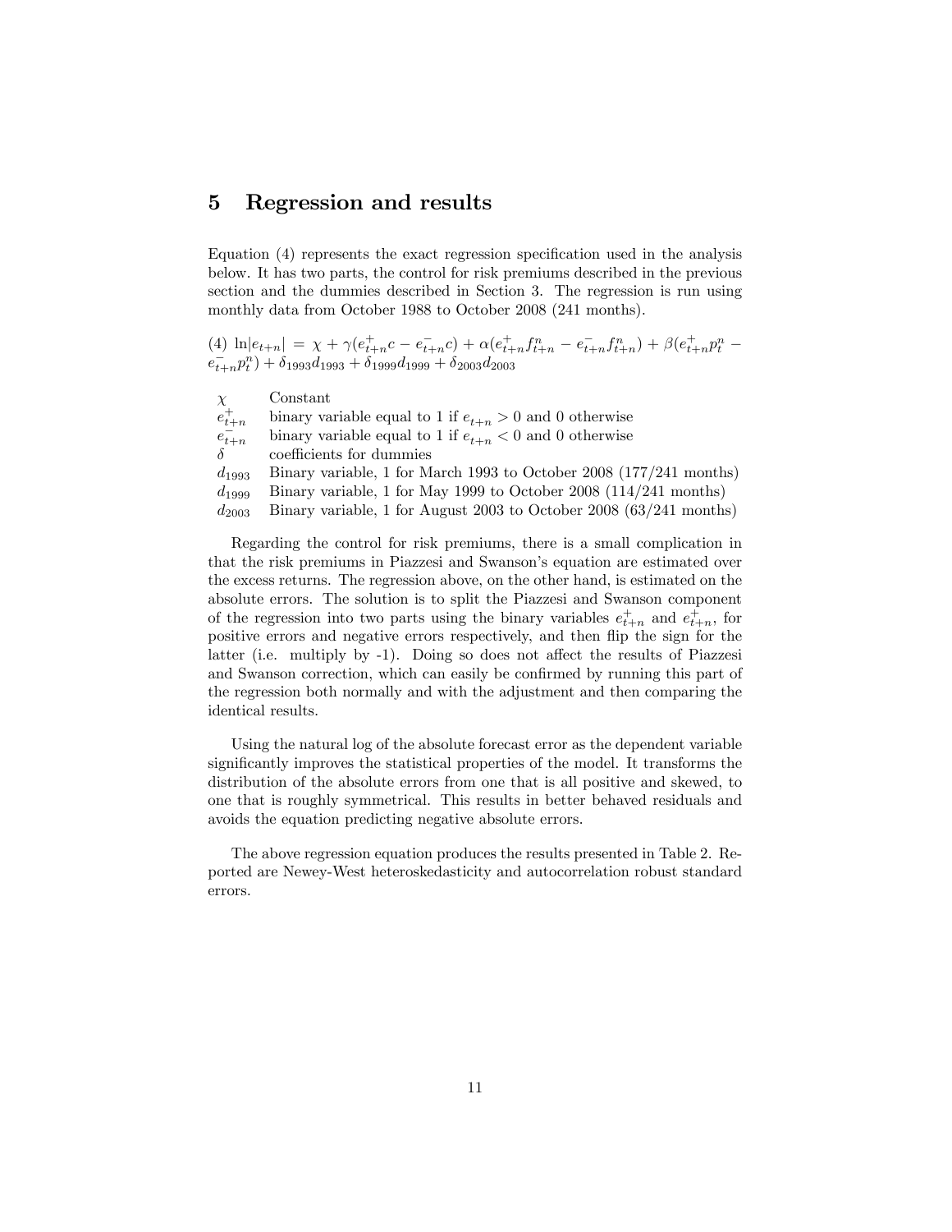## 5 Regression and results

Equation (4) represents the exact regression specification used in the analysis below. It has two parts, the control for risk premiums described in the previous section and the dummies described in Section 3. The regression is run using monthly data from October 1988 to October 2008 (241 months).

(4) $\ln|e_{t+n}| = \chi + \gamma(e^{+}_{t+n}c - e^{-}_{t+n}c) + \alpha(e^{+}_{t+n}f^{n}_{t+n} - e^{-}_{t+n}f^{n}_{t+n}) + \beta(e^{+}_{t+n}p^{n}_{t} - e^{-}_{t+n}p^{n}_{t}) + \delta_{1993}d_{1993} + \delta_{1999}d_{1999} + \delta_{2003}d_{2003}$

| | |
|---|---|
| $\chi$ | Constant |
| $e^{+}_{t+n}$ | binary variable equal to 1 if $e_{t+n} > 0$ and 0 otherwise |
| $e^{-}_{t+n}$ | binary variable equal to 1 if $e_{t+n} < 0$ and 0 otherwise |
| $\delta$ | coefficients for dummies |
| $d_{1993}$ | Binary variable, 1 for March 1993 to October 2008 (177/241 months) |
| $d_{1999}$ | Binary variable, 1 for May 1999 to October 2008 (114/241 months) |
| $d_{2003}$ | Binary variable, 1 for August 2003 to October 2008 (63/241 months) |

Regarding the control for risk premiums, there is a small complication in that the risk premiums in Piazzesi and Swanson's equation are estimated over the excess returns. The regression above, on the other hand, is estimated on the absolute errors. The solution is to split the Piazzesi and Swanson component of the regression into two parts using the binary variables $e^{+}_{t+n}$ and $e^{+}_{t+n}$, for positive errors and negative errors respectively, and then flip the sign for the latter (i.e. multiply by -1). Doing so does not affect the results of Piazzesi and Swanson correction, which can easily be confirmed by running this part of the regression both normally and with the adjustment and then comparing the identical results.

Using the natural log of the absolute forecast error as the dependent variable significantly improves the statistical properties of the model. It transforms the distribution of the absolute errors from one that is all positive and skewed, to one that is roughly symmetrical. This results in better behaved residuals and avoids the equation predicting negative absolute errors.

The above regression equation produces the results presented in Table 2. Reported are Newey-West heteroskedasticity and autocorrelation robust standard errors.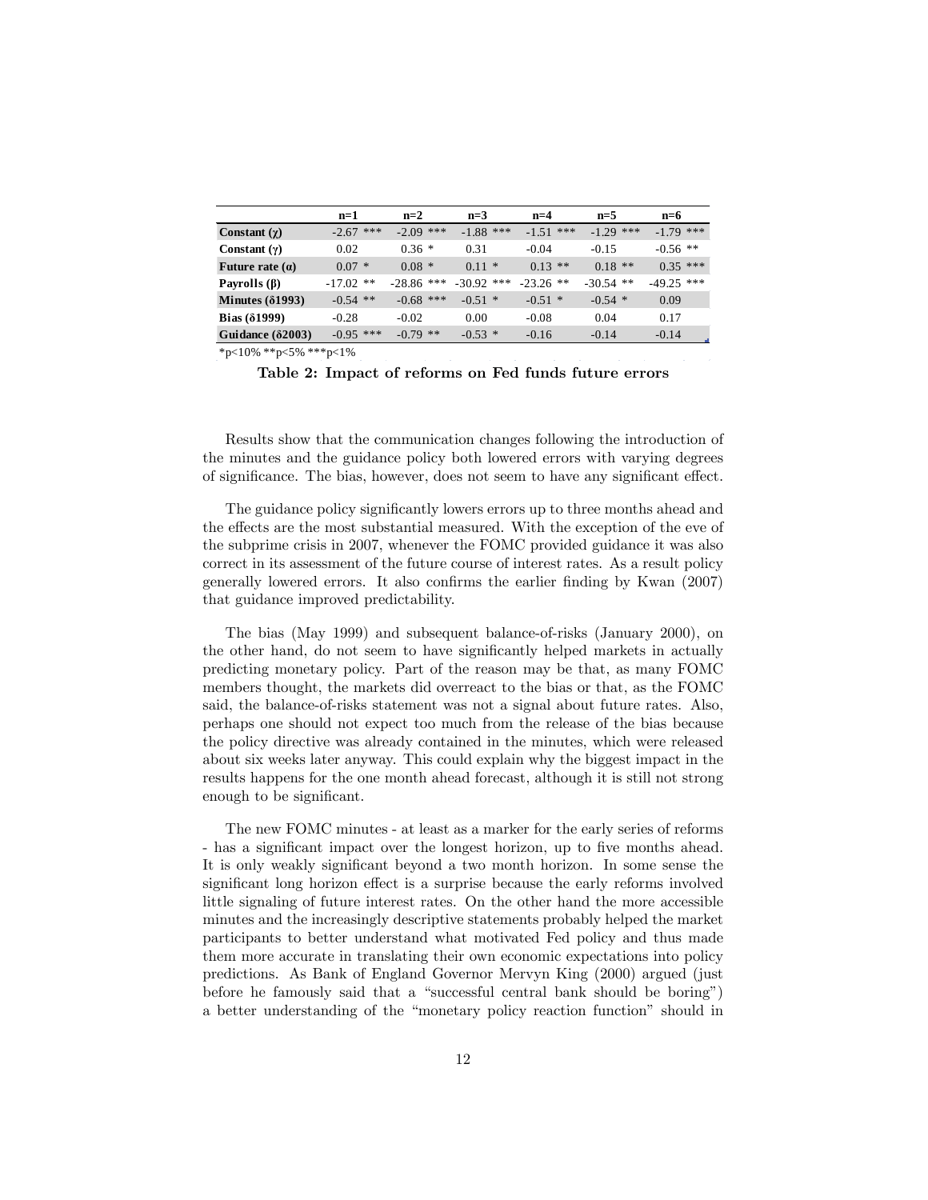| | n=1 | n=2 | n=3 | n=4 | n=5 | n=6 |
|---|---|---|---|---|---|---|
| **Constant (χ)** | -2.67 *** | -2.09 *** | -1.88 *** | -1.51 *** | -1.29 *** | -1.79 *** |
| **Constant (γ)** | 0.02 | 0.36 * | 0.31 | -0.04 | -0.15 | -0.56 ** |
| **Future rate (α)** | 0.07 * | 0.08 * | 0.11 * | 0.13 ** | 0.18 ** | 0.35 *** |
| **Payrolls (β)** | -17.02 ** | -28.86 *** | -30.92 *** | -23.26 ** | -30.54 ** | -49.25 *** |
| **Minutes (δ1993)** | -0.54 ** | -0.68 *** | -0.51 * | -0.51 * | -0.54 * | 0.09 |
| **Bias (δ1999)** | -0.28 | -0.02 | 0.00 | -0.08 | 0.04 | 0.17 |
| **Guidance (δ2003)** | -0.95 *** | -0.79 ** | -0.53 * | -0.16 | -0.14 | -0.14 |

*p<10% **p<5% ***p<1%

**Table 2: Impact of reforms on Fed funds future errors**

Results show that the communication changes following the introduction of the minutes and the guidance policy both lowered errors with varying degrees of significance. The bias, however, does not seem to have any significant effect.

The guidance policy significantly lowers errors up to three months ahead and the effects are the most substantial measured. With the exception of the eve of the subprime crisis in 2007, whenever the FOMC provided guidance it was also correct in its assessment of the future course of interest rates. As a result policy generally lowered errors. It also confirms the earlier finding by Kwan (2007) that guidance improved predictability.

The bias (May 1999) and subsequent balance-of-risks (January 2000), on the other hand, do not seem to have significantly helped markets in actually predicting monetary policy. Part of the reason may be that, as many FOMC members thought, the markets did overreact to the bias or that, as the FOMC said, the balance-of-risks statement was not a signal about future rates. Also, perhaps one should not expect too much from the release of the bias because the policy directive was already contained in the minutes, which were released about six weeks later anyway. This could explain why the biggest impact in the results happens for the one month ahead forecast, although it is still not strong enough to be significant.

The new FOMC minutes - at least as a marker for the early series of reforms - has a significant impact over the longest horizon, up to five months ahead. It is only weakly significant beyond a two month horizon. In some sense the significant long horizon effect is a surprise because the early reforms involved little signaling of future interest rates. On the other hand the more accessible minutes and the increasingly descriptive statements probably helped the market participants to better understand what motivated Fed policy and thus made them more accurate in translating their own economic expectations into policy predictions. As Bank of England Governor Mervyn King (2000) argued (just before he famously said that a "successful central bank should be boring") a better understanding of the "monetary policy reaction function" should in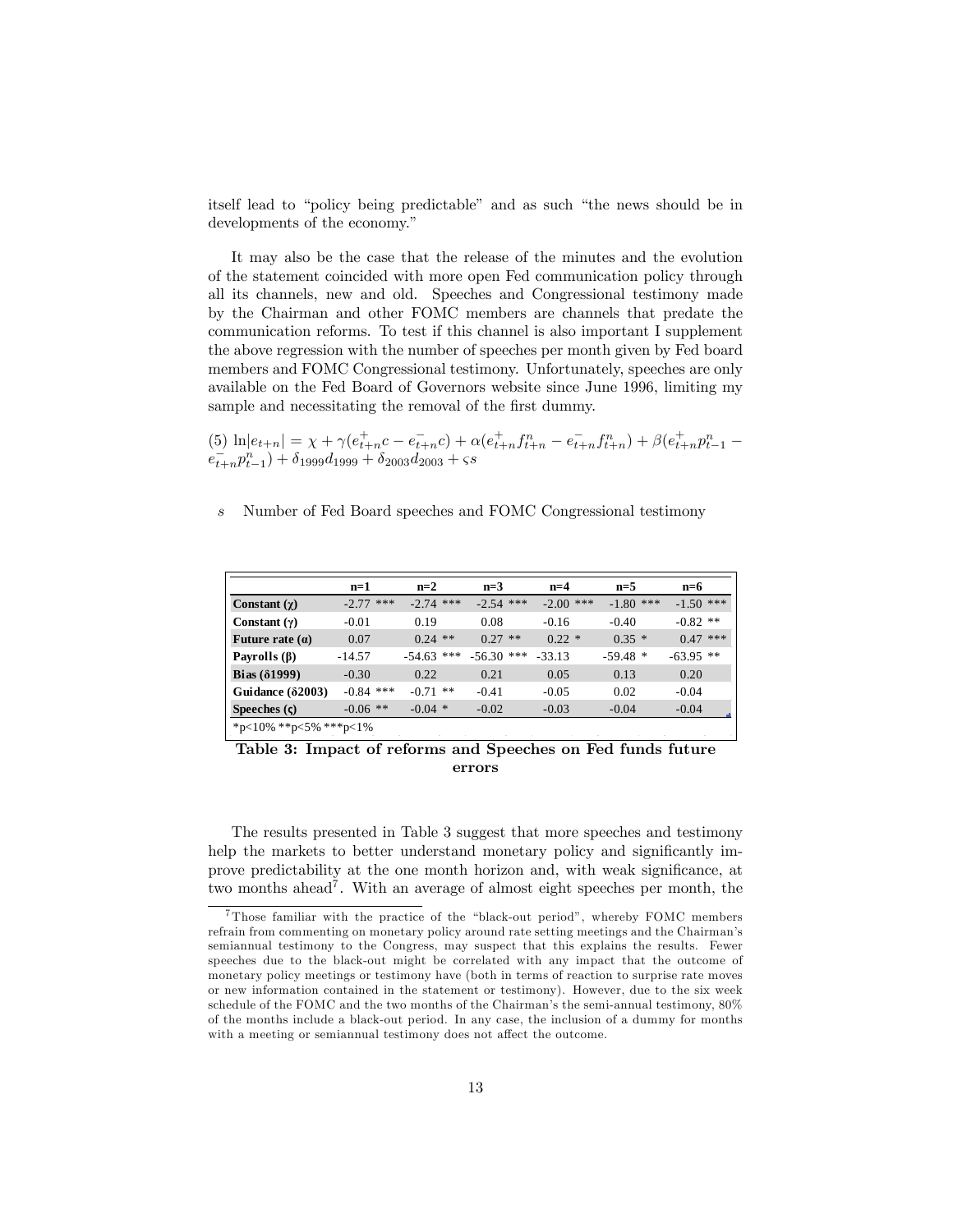itself lead to "policy being predictable" and as such "the news should be in developments of the economy."

It may also be the case that the release of the minutes and the evolution of the statement coincided with more open Fed communication policy through all its channels, new and old. Speeches and Congressional testimony made by the Chairman and other FOMC members are channels that predate the communication reforms. To test if this channel is also important I supplement the above regression with the number of speeches per month given by Fed board members and FOMC Congressional testimony. Unfortunately, speeches are only available on the Fed Board of Governors website since June 1996, limiting my sample and necessitating the removal of the first dummy.

(5) $\ln|e_{t+n}| = \chi + \gamma(e^{+}_{t+n}c - e^{-}_{t+n}c) + \alpha(e^{+}_{t+n}f^{n}_{t+n} - e^{-}_{t+n}f^{n}_{t+n}) + \beta(e^{+}_{t+n}p^{n}_{t-1} - e^{-}_{t+n}p^{n}_{t-1}) + \delta_{1999}d_{1999} + \delta_{2003}d_{2003} + \varsigma s$

$s$ Number of Fed Board speeches and FOMC Congressional testimony

| | n=1 | n=2 | n=3 | n=4 | n=5 | n=6 |
|---|---|---|---|---|---|---|
| **Constant (χ)** | -2.77 *** | -2.74 *** | -2.54 *** | -2.00 *** | -1.80 *** | -1.50 *** |
| **Constant (γ)** | -0.01 | 0.19 | 0.08 | -0.16 | -0.40 | -0.82 ** |
| **Future rate (α)** | 0.07 | 0.24 ** | 0.27 ** | 0.22 * | 0.35 * | 0.47 *** |
| **Payrolls (β)** | -14.57 | -54.63 *** | -56.30 *** | -33.13 | -59.48 * | -63.95 ** |
| **Bias (δ1999)** | -0.30 | 0.22 | 0.21 | 0.05 | 0.13 | 0.20 |
| **Guidance (δ2003)** | -0.84 *** | -0.71 ** | -0.41 | -0.05 | 0.02 | -0.04 |
| **Speeches (ς)** | -0.06 ** | -0.04 * | -0.02 | -0.03 | -0.04 | -0.04 |

*p<10% **p<5% ***p<1%

**Table 3: Impact of reforms and Speeches on Fed funds future errors**

The results presented in Table 3 suggest that more speeches and testimony help the markets to better understand monetary policy and significantly improve predictability at the one month horizon and, with weak significance, at two months ahead[7]. With an average of almost eight speeches per month, the

[7] Those familiar with the practice of the "black-out period", whereby FOMC members refrain from commenting on monetary policy around rate setting meetings and the Chairman's semiannual testimony to the Congress, may suspect that this explains the results. Fewer speeches due to the black-out might be correlated with any impact that the outcome of monetary policy meetings or testimony have (both in terms of reaction to surprise rate moves or new information contained in the statement or testimony). However, due to the six week schedule of the FOMC and the two months of the Chairman's the semi-annual testimony, 80% of the months include a black-out period. In any case, the inclusion of a dummy for months with a meeting or semiannual testimony does not affect the outcome.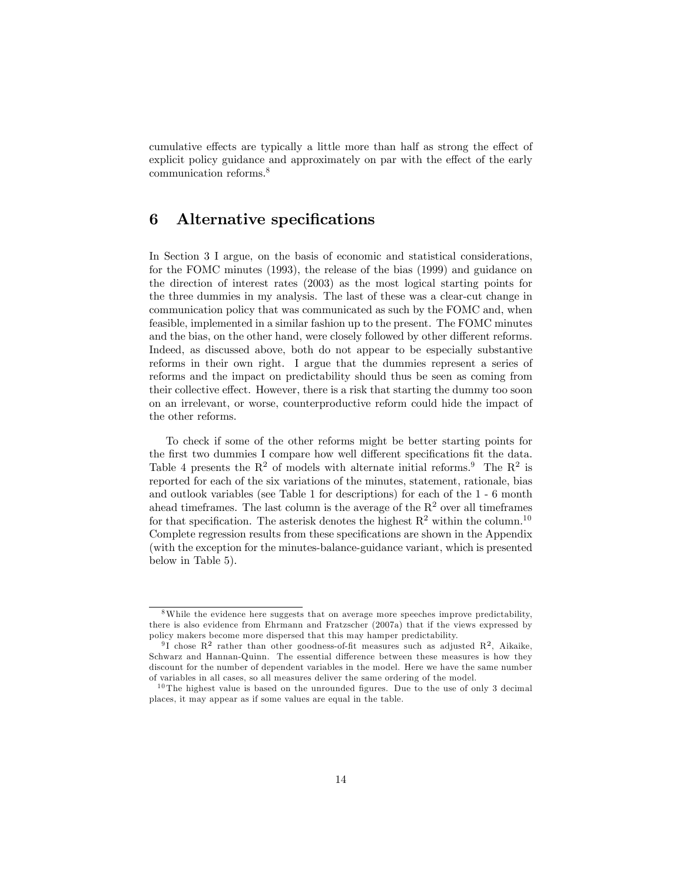cumulative effects are typically a little more than half as strong the effect of explicit policy guidance and approximately on par with the effect of the early communication reforms.[8]

## 6 Alternative specifications

In Section 3 I argue, on the basis of economic and statistical considerations, for the FOMC minutes (1993), the release of the bias (1999) and guidance on the direction of interest rates (2003) as the most logical starting points for the three dummies in my analysis. The last of these was a clear-cut change in communication policy that was communicated as such by the FOMC and, when feasible, implemented in a similar fashion up to the present. The FOMC minutes and the bias, on the other hand, were closely followed by other different reforms. Indeed, as discussed above, both do not appear to be especially substantive reforms in their own right. I argue that the dummies represent a series of reforms and the impact on predictability should thus be seen as coming from their collective effect. However, there is a risk that starting the dummy too soon on an irrelevant, or worse, counterproductive reform could hide the impact of the other reforms.

To check if some of the other reforms might be better starting points for the first two dummies I compare how well different specifications fit the data. Table 4 presents the $R^2$ of models with alternate initial reforms.[9] The $R^2$ is reported for each of the six variations of the minutes, statement, rationale, bias and outlook variables (see Table 1 for descriptions) for each of the 1 - 6 month ahead timeframes. The last column is the average of the $R^2$ over all timeframes for that specification. The asterisk denotes the highest $R^2$ within the column.[10] Complete regression results from these specifications are shown in the Appendix (with the exception for the minutes-balance-guidance variant, which is presented below in Table 5).

---

[8] While the evidence here suggests that on average more speeches improve predictability, there is also evidence from Ehrmann and Fratzscher (2007a) that if the views expressed by policy makers become more dispersed that this may hamper predictability.

[9] I chose $R^2$ rather than other goodness-of-fit measures such as adjusted $R^2$, Aikaike, Schwarz and Hannan-Quinn. The essential difference between these measures is how they discount for the number of dependent variables in the model. Here we have the same number of variables in all cases, so all measures deliver the same ordering of the model.

[10] The highest value is based on the unrounded figures. Due to the use of only 3 decimal places, it may appear as if some values are equal in the table.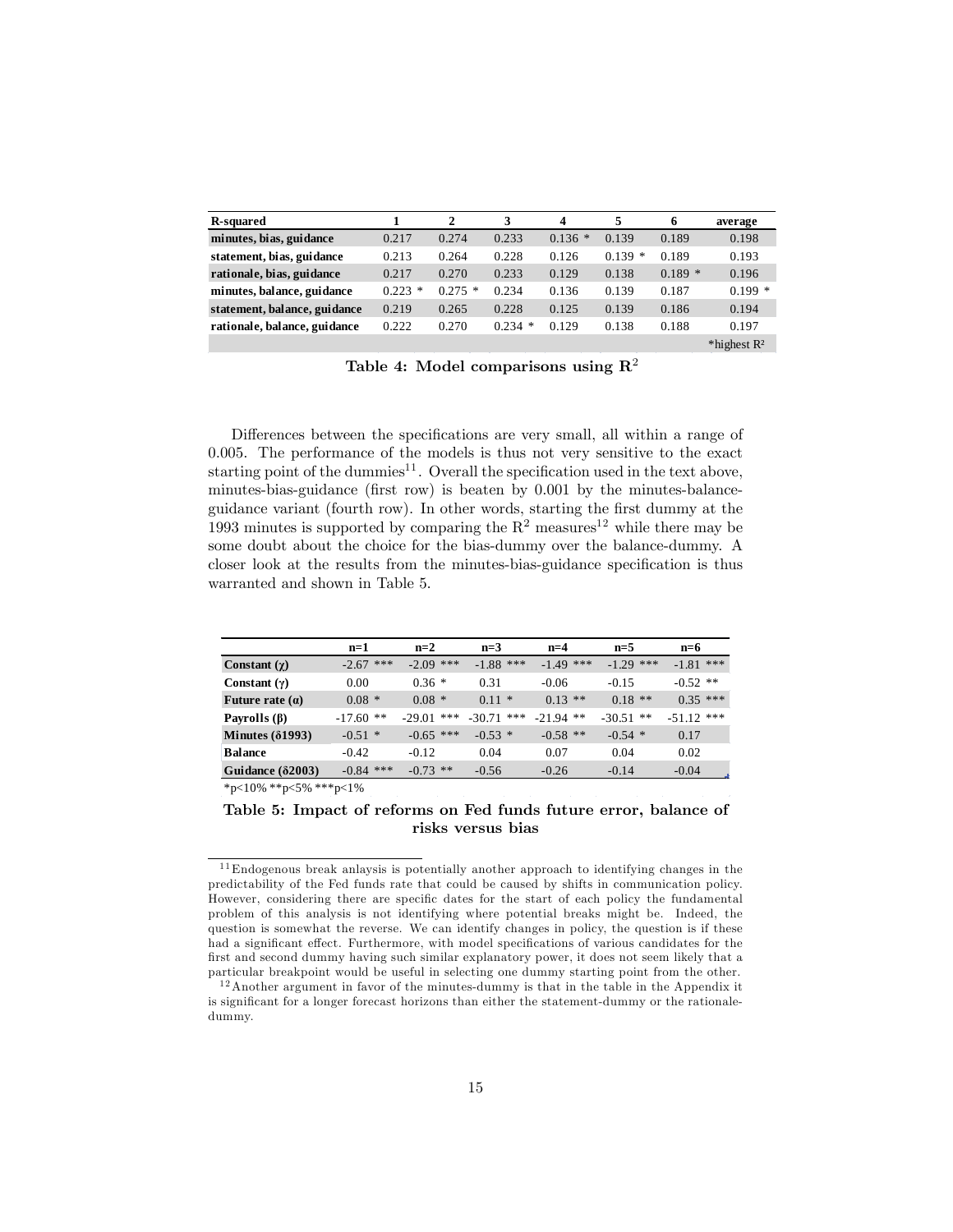| R-squared | 1 | 2 | 3 | 4 | 5 | 6 | average |
|---|---|---|---|---|---|---|---|
| minutes, bias, guidance | 0.217 | 0.274 | 0.233 | 0.136 * | 0.139 | 0.189 | 0.198 |
| statement, bias, guidance | 0.213 | 0.264 | 0.228 | 0.126 | 0.139 * | 0.189 | 0.193 |
| rationale, bias, guidance | 0.217 | 0.270 | 0.233 | 0.129 | 0.138 | 0.189 * | 0.196 |
| minutes, balance, guidance | 0.223 * | 0.275 * | 0.234 | 0.136 | 0.139 | 0.187 | 0.199 * |
| statement, balance, guidance | 0.219 | 0.265 | 0.228 | 0.125 | 0.139 | 0.186 | 0.194 |
| rationale, balance, guidance | 0.222 | 0.270 | 0.234 * | 0.129 | 0.138 | 0.188 | 0.197 |
| | | | | | | | *highest $R^2$ |

**Table 4: Model comparisons using $R^2$**

Differences between the specifications are very small, all within a range of 0.005. The performance of the models is thus not very sensitive to the exact starting point of the dummies[11]. Overall the specification used in the text above, minutes-bias-guidance (first row) is beaten by 0.001 by the minutes-balance-guidance variant (fourth row). In other words, starting the first dummy at the 1993 minutes is supported by comparing the $R^2$ measures[12] while there may be some doubt about the choice for the bias-dummy over the balance-dummy. A closer look at the results from the minutes-bias-guidance specification is thus warranted and shown in Table 5.

| | n=1 | n=2 | n=3 | n=4 | n=5 | n=6 |
|---|---|---|---|---|---|---|
| Constant ($\chi$) | -2.67 *** | -2.09 *** | -1.88 *** | -1.49 *** | -1.29 *** | -1.81 *** |
| Constant ($\gamma$) | 0.00 | 0.36 * | 0.31 | -0.06 | -0.15 | -0.52 ** |
| Future rate ($\alpha$) | 0.08 * | 0.08 * | 0.11 * | 0.13 ** | 0.18 ** | 0.35 *** |
| Payrolls ($\beta$) | -17.60 ** | -29.01 *** | -30.71 *** | -21.94 ** | -30.51 ** | -51.12 *** |
| Minutes ($\delta$1993) | -0.51 * | -0.65 *** | -0.53 * | -0.58 ** | -0.54 * | 0.17 |
| Balance | -0.42 | -0.12 | 0.04 | 0.07 | 0.04 | 0.02 |
| Guidance ($\delta$2003) | -0.84 *** | -0.73 ** | -0.56 | -0.26 | -0.14 | -0.04 |

*p<10% **p<5% ***p<1%

**Table 5: Impact of reforms on Fed funds future error, balance of risks versus bias**

[11] Endogenous break anlaysis is potentially another approach to identifying changes in the predictability of the Fed funds rate that could be caused by shifts in communication policy. However, considering there are specific dates for the start of each policy the fundamental problem of this analysis is not identifying where potential breaks might be. Indeed, the question is somewhat the reverse. We can identify changes in policy, the question is if these had a significant effect. Furthermore, with model specifications of various candidates for the first and second dummy having such similar explanatory power, it does not seem likely that a particular breakpoint would be useful in selecting one dummy starting point from the other.

[12] Another argument in favor of the minutes-dummy is that in the table in the Appendix it is significant for a longer forecast horizons than either the statement-dummy or the rationale-dummy.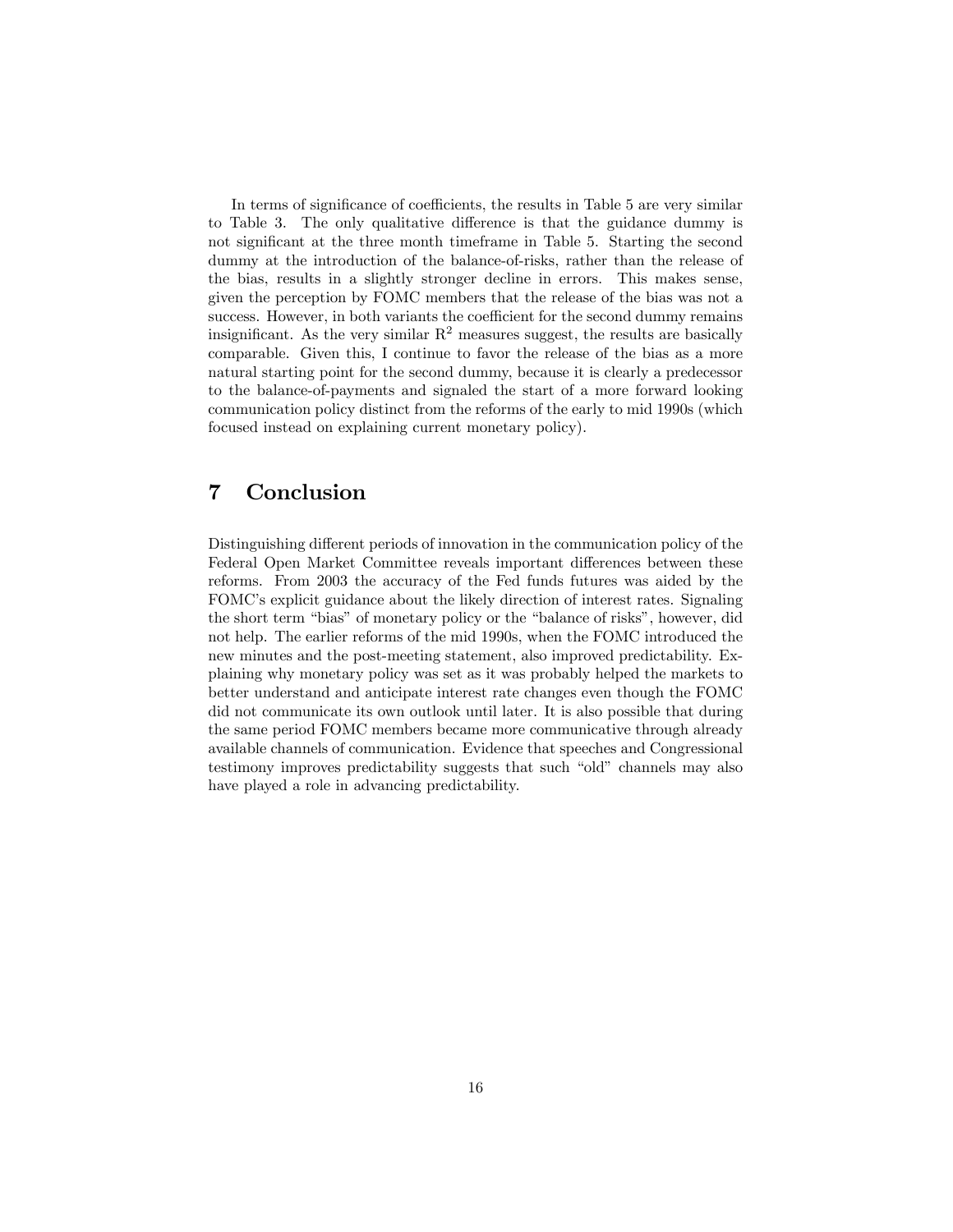In terms of significance of coefficients, the results in Table 5 are very similar to Table 3. The only qualitative difference is that the guidance dummy is not significant at the three month timeframe in Table 5. Starting the second dummy at the introduction of the balance-of-risks, rather than the release of the bias, results in a slightly stronger decline in errors. This makes sense, given the perception by FOMC members that the release of the bias was not a success. However, in both variants the coefficient for the second dummy remains insignificant. As the very similar $R^2$ measures suggest, the results are basically comparable. Given this, I continue to favor the release of the bias as a more natural starting point for the second dummy, because it is clearly a predecessor to the balance-of-payments and signaled the start of a more forward looking communication policy distinct from the reforms of the early to mid 1990s (which focused instead on explaining current monetary policy).

## 7 Conclusion

Distinguishing different periods of innovation in the communication policy of the Federal Open Market Committee reveals important differences between these reforms. From 2003 the accuracy of the Fed funds futures was aided by the FOMC's explicit guidance about the likely direction of interest rates. Signaling the short term "bias" of monetary policy or the "balance of risks", however, did not help. The earlier reforms of the mid 1990s, when the FOMC introduced the new minutes and the post-meeting statement, also improved predictability. Explaining why monetary policy was set as it was probably helped the markets to better understand and anticipate interest rate changes even though the FOMC did not communicate its own outlook until later. It is also possible that during the same period FOMC members became more communicative through already available channels of communication. Evidence that speeches and Congressional testimony improves predictability suggests that such "old" channels may also have played a role in advancing predictability.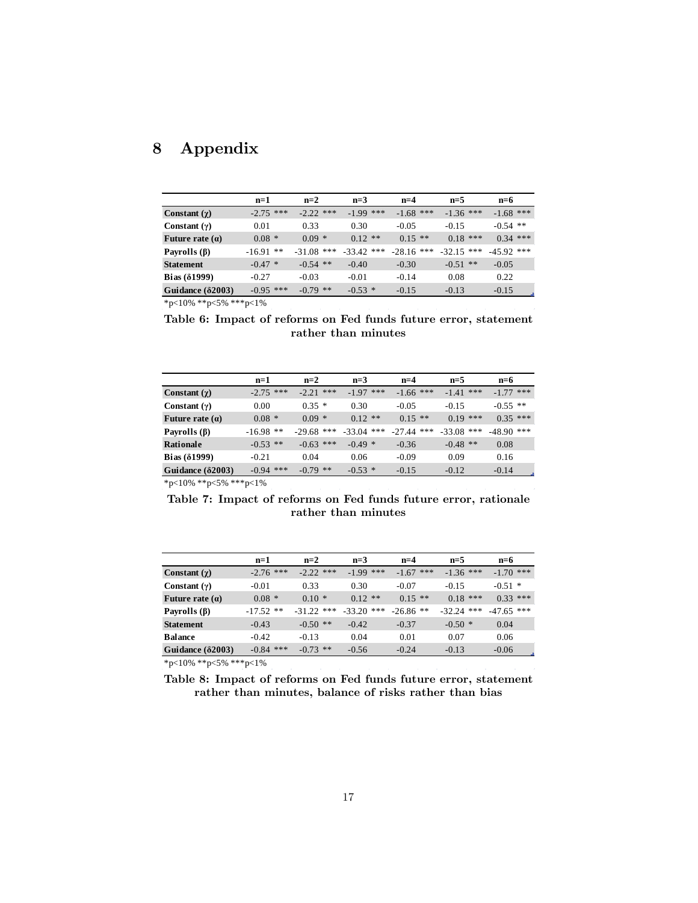# 8 Appendix

| | n=1 | n=2 | n=3 | n=4 | n=5 | n=6 |
|---|---|---|---|---|---|---|
| **Constant (χ)** | -2.75 *** | -2.22 *** | -1.99 *** | -1.68 *** | -1.36 *** | -1.68 *** |
| **Constant (γ)** | 0.01 | 0.33 | 0.30 | -0.05 | -0.15 | -0.54 ** |
| **Future rate (α)** | 0.08 * | 0.09 * | 0.12 ** | 0.15 ** | 0.18 *** | 0.34 *** |
| **Payrolls (β)** | -16.91 ** | -31.08 *** | -33.42 *** | -28.16 *** | -32.15 *** | -45.92 *** |
| **Statement** | -0.47 * | -0.54 ** | -0.40 | -0.30 | -0.51 ** | -0.05 |
| **Bias (δ1999)** | -0.27 | -0.03 | -0.01 | -0.14 | 0.08 | 0.22 |
| **Guidance (δ2003)** | -0.95 *** | -0.79 ** | -0.53 * | -0.15 | -0.13 | -0.15 |

*p<10% **p<5% ***p<1%

**Table 6: Impact of reforms on Fed funds future error, statement rather than minutes**

| | n=1 | n=2 | n=3 | n=4 | n=5 | n=6 |
|---|---|---|---|---|---|---|
| **Constant (χ)** | -2.75 *** | -2.21 *** | -1.97 *** | -1.66 *** | -1.41 *** | -1.77 *** |
| **Constant (γ)** | 0.00 | 0.35 * | 0.30 | -0.05 | -0.15 | -0.55 ** |
| **Future rate (α)** | 0.08 * | 0.09 * | 0.12 ** | 0.15 ** | 0.19 *** | 0.35 *** |
| **Payrolls (β)** | -16.98 ** | -29.68 *** | -33.04 *** | -27.44 *** | -33.08 *** | -48.90 *** |
| **Rationale** | -0.53 ** | -0.63 *** | -0.49 * | -0.36 | -0.48 ** | 0.08 |
| **Bias (δ1999)** | -0.21 | 0.04 | 0.06 | -0.09 | 0.09 | 0.16 |
| **Guidance (δ2003)** | -0.94 *** | -0.79 ** | -0.53 * | -0.15 | -0.12 | -0.14 |

*p<10% **p<5% ***p<1%

**Table 7: Impact of reforms on Fed funds future error, rationale rather than minutes**

| | n=1 | n=2 | n=3 | n=4 | n=5 | n=6 |
|---|---|---|---|---|---|---|
| **Constant (χ)** | -2.76 *** | -2.22 *** | -1.99 *** | -1.67 *** | -1.36 *** | -1.70 *** |
| **Constant (γ)** | -0.01 | 0.33 | 0.30 | -0.07 | -0.15 | -0.51 * |
| **Future rate (α)** | 0.08 * | 0.10 * | 0.12 ** | 0.15 ** | 0.18 *** | 0.33 *** |
| **Payrolls (β)** | -17.52 ** | -31.22 *** | -33.20 *** | -26.86 ** | -32.24 *** | -47.65 *** |
| **Statement** | -0.43 | -0.50 ** | -0.42 | -0.37 | -0.50 * | 0.04 |
| **Balance** | -0.42 | -0.13 | 0.04 | 0.01 | 0.07 | 0.06 |
| **Guidance (δ2003)** | -0.84 *** | -0.73 ** | -0.56 | -0.24 | -0.13 | -0.06 |

*p<10% **p<5% ***p<1%

**Table 8: Impact of reforms on Fed funds future error, statement rather than minutes, balance of risks rather than bias**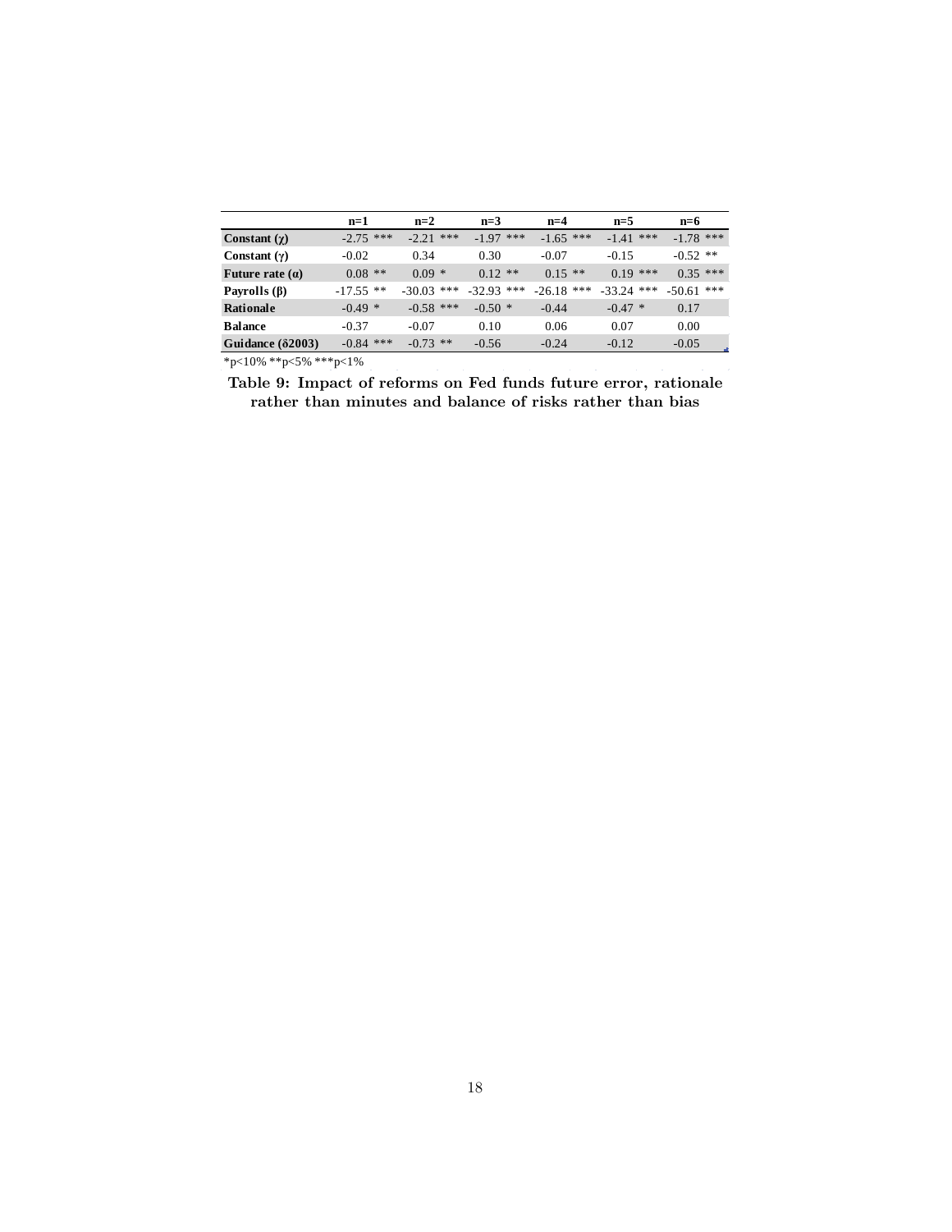| | n=1 | n=2 | n=3 | n=4 | n=5 | n=6 |
|---|---|---|---|---|---|---|
| **Constant (χ)** | -2.75 *** | -2.21 *** | -1.97 *** | -1.65 *** | -1.41 *** | -1.78 *** |
| **Constant (γ)** | -0.02 | 0.34 | 0.30 | -0.07 | -0.15 | -0.52 ** |
| **Future rate (α)** | 0.08 ** | 0.09 * | 0.12 ** | 0.15 ** | 0.19 *** | 0.35 *** |
| **Payrolls (β)** | -17.55 ** | -30.03 *** | -32.93 *** | -26.18 *** | -33.24 *** | -50.61 *** |
| **Rationale** | -0.49 * | -0.58 *** | -0.50 * | -0.44 | -0.47 * | 0.17 |
| **Balance** | -0.37 | -0.07 | 0.10 | 0.06 | 0.07 | 0.00 |
| **Guidance (δ2003)** | -0.84 *** | -0.73 ** | -0.56 | -0.24 | -0.12 | -0.05 |

*p<10% **p<5% ***p<1%

**Table 9: Impact of reforms on Fed funds future error, rationale rather than minutes and balance of risks rather than bias**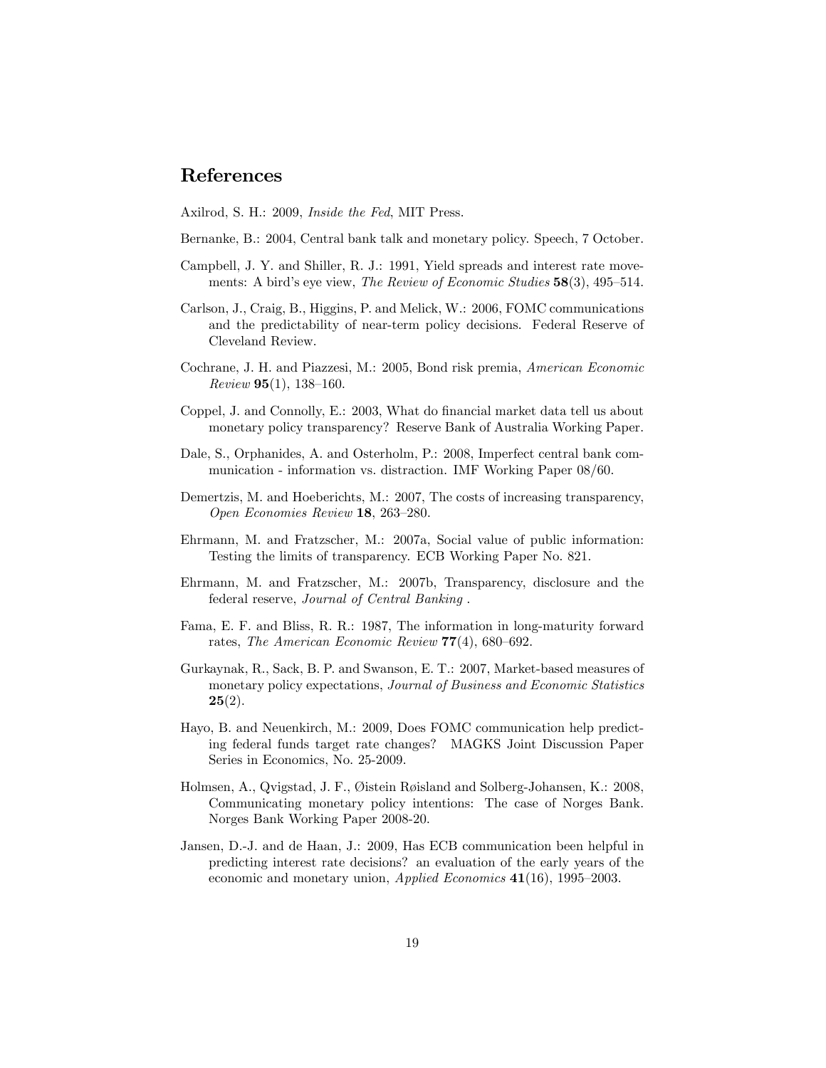## References

Axilrod, S. H.: 2009, *Inside the Fed*, MIT Press.

Bernanke, B.: 2004, Central bank talk and monetary policy. Speech, 7 October.

Campbell, J. Y. and Shiller, R. J.: 1991, Yield spreads and interest rate movements: A bird's eye view, *The Review of Economic Studies* **58**(3), 495–514.

Carlson, J., Craig, B., Higgins, P. and Melick, W.: 2006, FOMC communications and the predictability of near-term policy decisions. Federal Reserve of Cleveland Review.

Cochrane, J. H. and Piazzesi, M.: 2005, Bond risk premia, *American Economic Review* **95**(1), 138–160.

Coppel, J. and Connolly, E.: 2003, What do financial market data tell us about monetary policy transparency? Reserve Bank of Australia Working Paper.

Dale, S., Orphanides, A. and Osterholm, P.: 2008, Imperfect central bank communication - information vs. distraction. IMF Working Paper 08/60.

Demertzis, M. and Hoeberichts, M.: 2007, The costs of increasing transparency, *Open Economies Review* **18**, 263–280.

Ehrmann, M. and Fratzscher, M.: 2007a, Social value of public information: Testing the limits of transparency. ECB Working Paper No. 821.

Ehrmann, M. and Fratzscher, M.: 2007b, Transparency, disclosure and the federal reserve, *Journal of Central Banking* .

Fama, E. F. and Bliss, R. R.: 1987, The information in long-maturity forward rates, *The American Economic Review* **77**(4), 680–692.

Gurkaynak, R., Sack, B. P. and Swanson, E. T.: 2007, Market-based measures of monetary policy expectations, *Journal of Business and Economic Statistics* **25**(2).

Hayo, B. and Neuenkirch, M.: 2009, Does FOMC communication help predicting federal funds target rate changes? MAGKS Joint Discussion Paper Series in Economics, No. 25-2009.

Holmsen, A., Qvigstad, J. F., Øistein Røisland and Solberg-Johansen, K.: 2008, Communicating monetary policy intentions: The case of Norges Bank. Norges Bank Working Paper 2008-20.

Jansen, D.-J. and de Haan, J.: 2009, Has ECB communication been helpful in predicting interest rate decisions? an evaluation of the early years of the economic and monetary union, *Applied Economics* **41**(16), 1995–2003.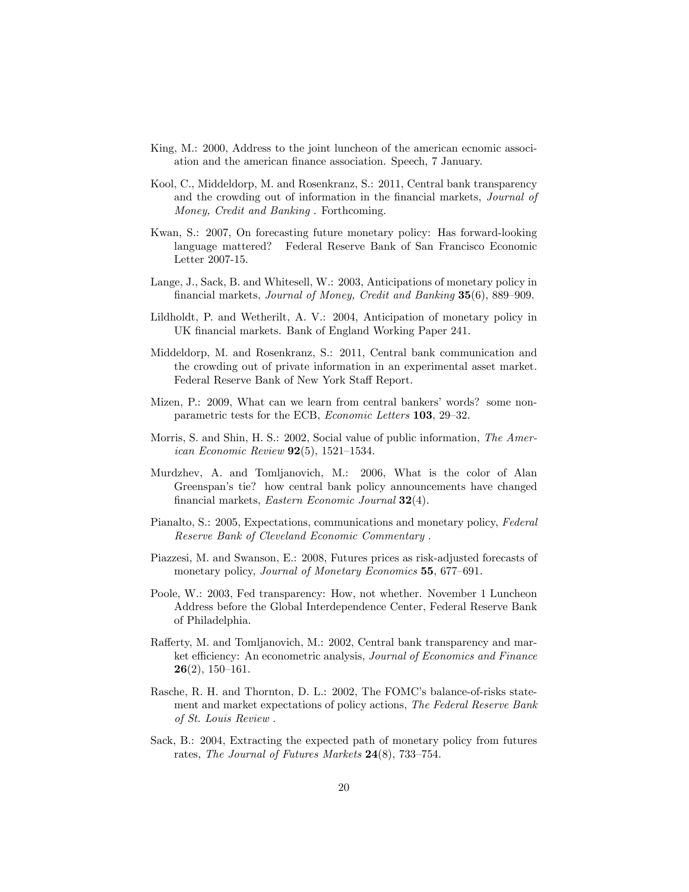King, M.: 2000, Address to the joint luncheon of the american ecnomic association and the american finance association. Speech, 7 January.

Kool, C., Middeldorp, M. and Rosenkranz, S.: 2011, Central bank transparency and the crowding out of information in the financial markets, *Journal of Money, Credit and Banking* . Forthcoming.

Kwan, S.: 2007, On forecasting future monetary policy: Has forward-looking language mattered? Federal Reserve Bank of San Francisco Economic Letter 2007-15.

Lange, J., Sack, B. and Whitesell, W.: 2003, Anticipations of monetary policy in financial markets, *Journal of Money, Credit and Banking* **35**(6), 889–909.

Lildholdt, P. and Wetherilt, A. V.: 2004, Anticipation of monetary policy in UK financial markets. Bank of England Working Paper 241.

Middeldorp, M. and Rosenkranz, S.: 2011, Central bank communication and the crowding out of private information in an experimental asset market. Federal Reserve Bank of New York Staff Report.

Mizen, P.: 2009, What can we learn from central bankers' words? some non-parametric tests for the ECB, *Economic Letters* **103**, 29–32.

Morris, S. and Shin, H. S.: 2002, Social value of public information, *The American Economic Review* **92**(5), 1521–1534.

Murdzhev, A. and Tomljanovich, M.: 2006, What is the color of Alan Greenspan's tie? how central bank policy announcements have changed financial markets, *Eastern Economic Journal* **32**(4).

Pianalto, S.: 2005, Expectations, communications and monetary policy, *Federal Reserve Bank of Cleveland Economic Commentary* .

Piazzesi, M. and Swanson, E.: 2008, Futures prices as risk-adjusted forecasts of monetary policy, *Journal of Monetary Economics* **55**, 677–691.

Poole, W.: 2003, Fed transparency: How, not whether. November 1 Luncheon Address before the Global Interdependence Center, Federal Reserve Bank of Philadelphia.

Rafferty, M. and Tomljanovich, M.: 2002, Central bank transparency and market efficiency: An econometric analysis, *Journal of Economics and Finance* **26**(2), 150–161.

Rasche, R. H. and Thornton, D. L.: 2002, The FOMC's balance-of-risks statement and market expectations of policy actions, *The Federal Reserve Bank of St. Louis Review* .

Sack, B.: 2004, Extracting the expected path of monetary policy from futures rates, *The Journal of Futures Markets* **24**(8), 733–754.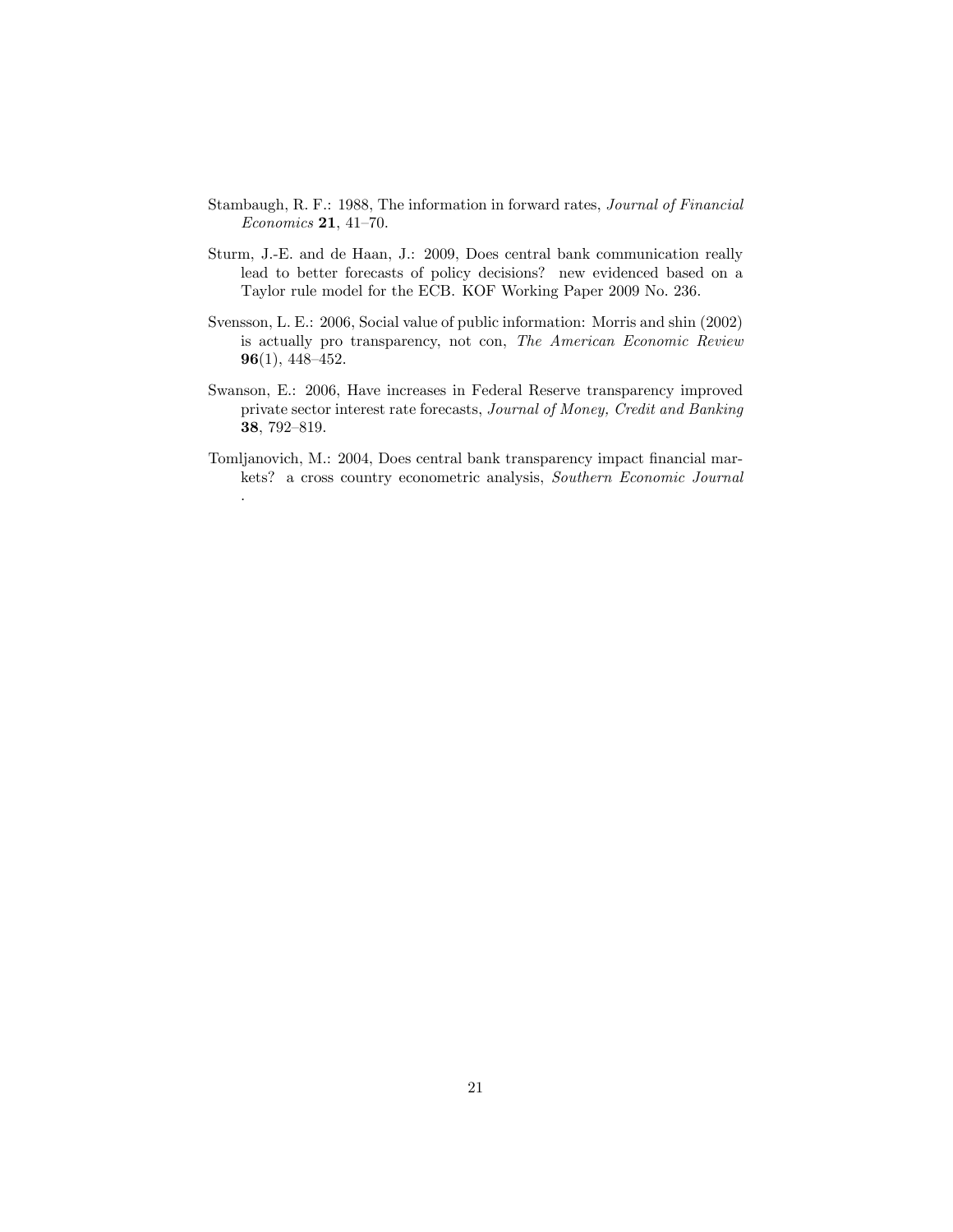Stambaugh, R. F.: 1988, The information in forward rates, *Journal of Financial Economics* **21**, 41–70.

Sturm, J.-E. and de Haan, J.: 2009, Does central bank communication really lead to better forecasts of policy decisions? new evidenced based on a Taylor rule model for the ECB. KOF Working Paper 2009 No. 236.

Svensson, L. E.: 2006, Social value of public information: Morris and shin (2002) is actually pro transparency, not con, *The American Economic Review* **96**(1), 448–452.

Swanson, E.: 2006, Have increases in Federal Reserve transparency improved private sector interest rate forecasts, *Journal of Money, Credit and Banking* **38**, 792–819.

Tomljanovich, M.: 2004, Does central bank transparency impact financial markets? a cross country econometric analysis, *Southern Economic Journal* .